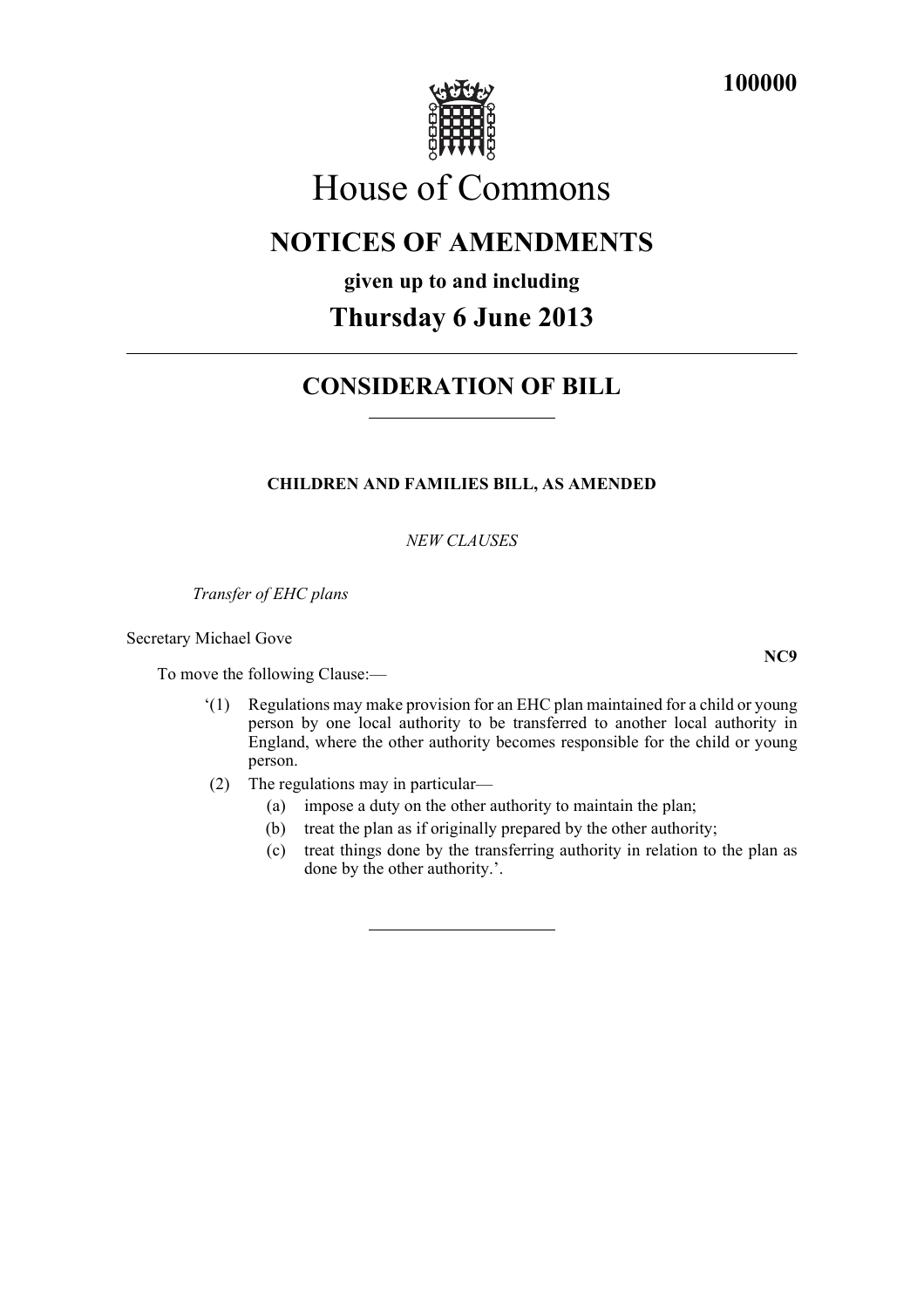100000

# House of Commons

## NOTICES OF AMENDMENTS

**given up to and including**

## Thursday 6 June 2013

## CONSIDERATION OF BILL

**CHILDREN AND FAMILIES BILL, AS AMENDED**

*NEW CLAUSES*

*Transfer of EHC plans*

Secretary Michael Gove

**NC9**

To move the following Clause:—

‘(1) Regulations may make provision for an EHC plan maintained for a child or young person by one local authority to be transferred to another local authority in England, where the other authority becomes responsible for the child or young person.

(2) The regulations may in particular—

(a) impose a duty on the other authority to maintain the plan;

(b) treat the plan as if originally prepared by the other authority;

(c) treat things done by the transferring authority in relation to the plan as done by the other authority.’.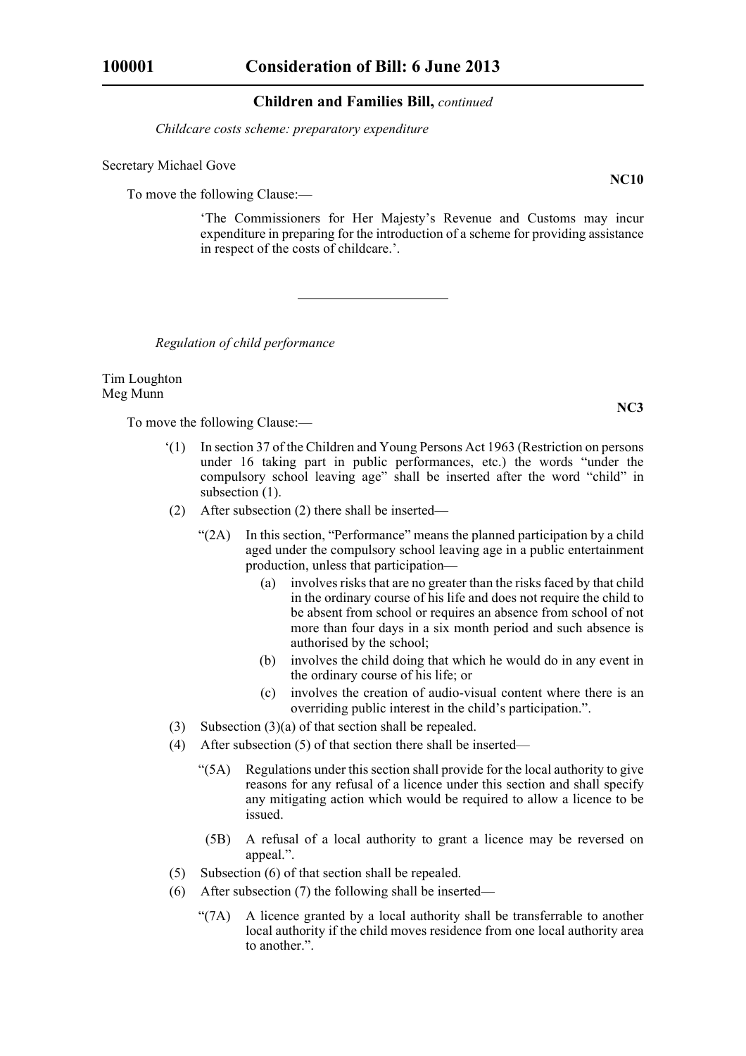*Childcare costs scheme: preparatory expenditure*

Secretary Michael Gove

**NC10**

To move the following Clause:—

'The Commissioners for Her Majesty's Revenue and Customs may incur expenditure in preparing for the introduction of a scheme for providing assistance in respect of the costs of childcare.'.

---

*Regulation of child performance*

Tim Loughton
Meg Munn

**NC3**

To move the following Clause:—

'(1) In section 37 of the Children and Young Persons Act 1963 (Restriction on persons under 16 taking part in public performances, etc.) the words "under the compulsory school leaving age" shall be inserted after the word "child" in subsection (1).

(2) After subsection (2) there shall be inserted—

"(2A) In this section, "Performance" means the planned participation by a child aged under the compulsory school leaving age in a public entertainment production, unless that participation—

(a) involves risks that are no greater than the risks faced by that child in the ordinary course of his life and does not require the child to be absent from school or requires an absence from school of not more than four days in a six month period and such absence is authorised by the school;

(b) involves the child doing that which he would do in any event in the ordinary course of his life; or

(c) involves the creation of audio-visual content where there is an overriding public interest in the child's participation.".

(3) Subsection (3)(a) of that section shall be repealed.

(4) After subsection (5) of that section there shall be inserted—

"(5A) Regulations under this section shall provide for the local authority to give reasons for any refusal of a licence under this section and shall specify any mitigating action which would be required to allow a licence to be issued.

(5B) A refusal of a local authority to grant a licence may be reversed on appeal.".

(5) Subsection (6) of that section shall be repealed.

(6) After subsection (7) the following shall be inserted—

"(7A) A licence granted by a local authority shall be transferrable to another local authority if the child moves residence from one local authority area to another.".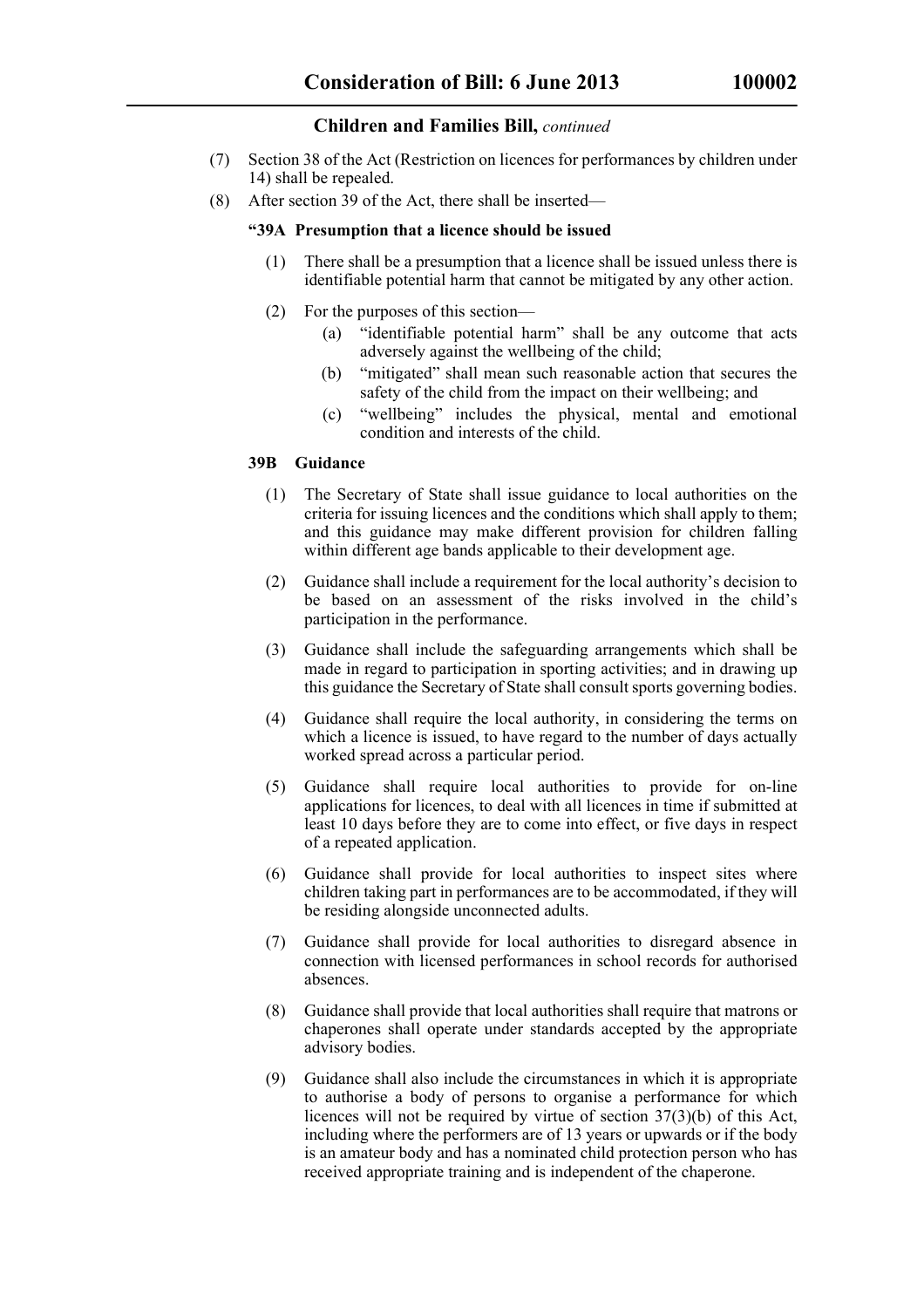(7) Section 38 of the Act (Restriction on licences for performances by children under 14) shall be repealed.

(8) After section 39 of the Act, there shall be inserted—

**"39A Presumption that a licence should be issued**

(1) There shall be a presumption that a licence shall be issued unless there is identifiable potential harm that cannot be mitigated by any other action.

(2) For the purposes of this section—

(a) "identifiable potential harm" shall be any outcome that acts adversely against the wellbeing of the child;

(b) "mitigated" shall mean such reasonable action that secures the safety of the child from the impact on their wellbeing; and

(c) "wellbeing" includes the physical, mental and emotional condition and interests of the child.

**39B Guidance**

(1) The Secretary of State shall issue guidance to local authorities on the criteria for issuing licences and the conditions which shall apply to them; and this guidance may make different provision for children falling within different age bands applicable to their development age.

(2) Guidance shall include a requirement for the local authority's decision to be based on an assessment of the risks involved in the child's participation in the performance.

(3) Guidance shall include the safeguarding arrangements which shall be made in regard to participation in sporting activities; and in drawing up this guidance the Secretary of State shall consult sports governing bodies.

(4) Guidance shall require the local authority, in considering the terms on which a licence is issued, to have regard to the number of days actually worked spread across a particular period.

(5) Guidance shall require local authorities to provide for on-line applications for licences, to deal with all licences in time if submitted at least 10 days before they are to come into effect, or five days in respect of a repeated application.

(6) Guidance shall provide for local authorities to inspect sites where children taking part in performances are to be accommodated, if they will be residing alongside unconnected adults.

(7) Guidance shall provide for local authorities to disregard absence in connection with licensed performances in school records for authorised absences.

(8) Guidance shall provide that local authorities shall require that matrons or chaperones shall operate under standards accepted by the appropriate advisory bodies.

(9) Guidance shall also include the circumstances in which it is appropriate to authorise a body of persons to organise a performance for which licences will not be required by virtue of section 37(3)(b) of this Act, including where the performers are of 13 years or upwards or if the body is an amateur body and has a nominated child protection person who has received appropriate training and is independent of the chaperone.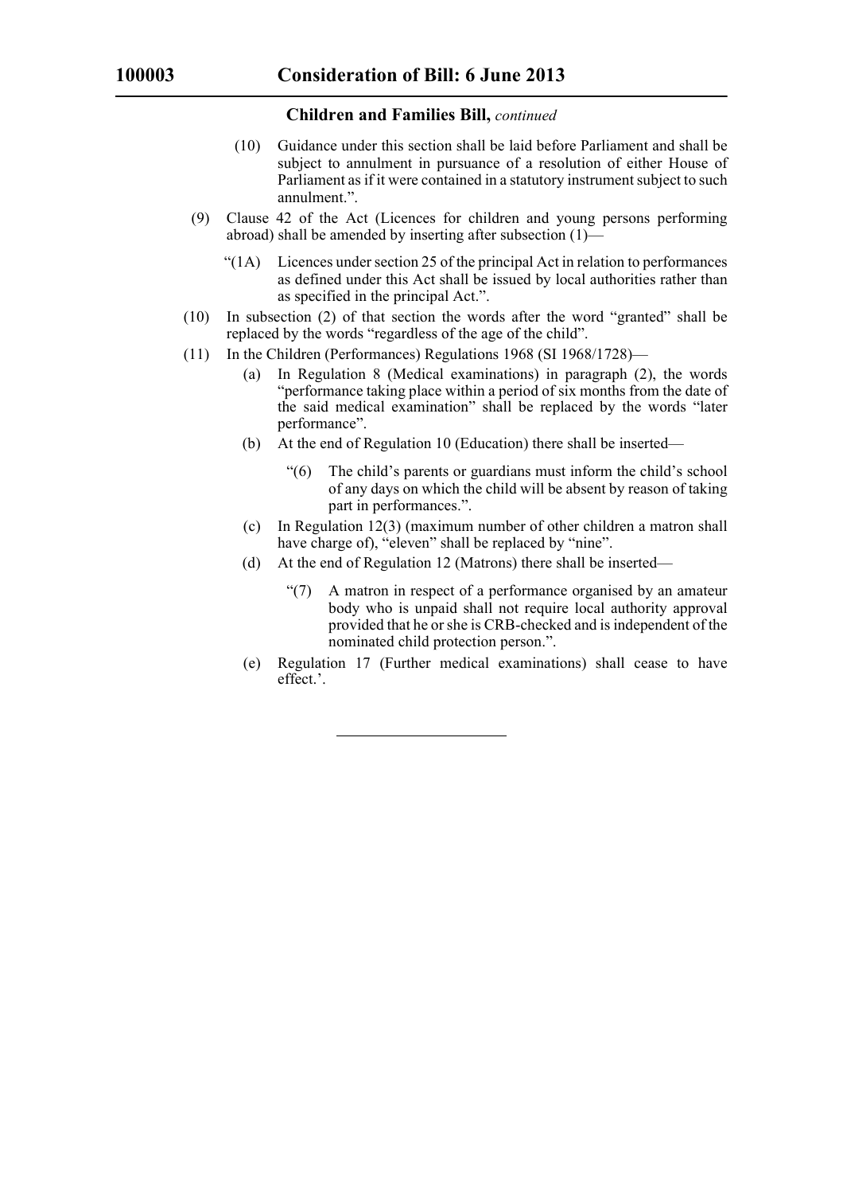**Children and Families Bill,** *continued*

(10) Guidance under this section shall be laid before Parliament and shall be subject to annulment in pursuance of a resolution of either House of Parliament as if it were contained in a statutory instrument subject to such annulment.".

(9) Clause 42 of the Act (Licences for children and young persons performing abroad) shall be amended by inserting after subsection (1)—

"(1A) Licences under section 25 of the principal Act in relation to performances as defined under this Act shall be issued by local authorities rather than as specified in the principal Act.".

(10) In subsection (2) of that section the words after the word "granted" shall be replaced by the words "regardless of the age of the child".

(11) In the Children (Performances) Regulations 1968 (SI 1968/1728)—

(a) In Regulation 8 (Medical examinations) in paragraph (2), the words "performance taking place within a period of six months from the date of the said medical examination" shall be replaced by the words "later performance".

(b) At the end of Regulation 10 (Education) there shall be inserted—

"(6) The child's parents or guardians must inform the child's school of any days on which the child will be absent by reason of taking part in performances.".

(c) In Regulation 12(3) (maximum number of other children a matron shall have charge of), "eleven" shall be replaced by "nine".

(d) At the end of Regulation 12 (Matrons) there shall be inserted—

"(7) A matron in respect of a performance organised by an amateur body who is unpaid shall not require local authority approval provided that he or she is CRB-checked and is independent of the nominated child protection person.".

(e) Regulation 17 (Further medical examinations) shall cease to have effect.'.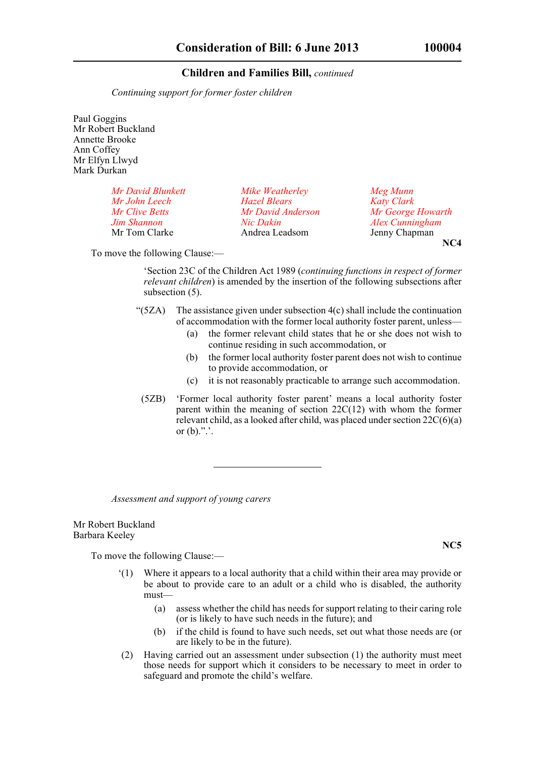## Children and Families Bill, *continued*

*Continuing support for former foster children*

Paul Goggins
Mr Robert Buckland
Annette Brooke
Ann Coffey
Mr Elfyn Llwyd
Mark Durkan

*Mr David Blunkett*
*Mr John Leech*
*Mr Clive Betts*
*Jim Shannon*
Mr Tom Clarke
*Mike Weatherley*
*Hazel Blears*
*Mr David Anderson*
*Nic Dakin*
Andrea Leadsom
*Meg Munn*
*Katy Clark*
*Mr George Howarth*
*Alex Cunningham*
Jenny Chapman

**NC4**

To move the following Clause:—

'Section 23C of the Children Act 1989 (*continuing functions in respect of former relevant children*) is amended by the insertion of the following subsections after subsection (5).

"(5ZA) The assistance given under subsection 4(c) shall include the continuation of accommodation with the former local authority foster parent, unless—

(a) the former relevant child states that he or she does not wish to continue residing in such accommodation, or

(b) the former local authority foster parent does not wish to continue to provide accommodation, or

(c) it is not reasonably practicable to arrange such accommodation.

(5ZB) 'Former local authority foster parent' means a local authority foster parent within the meaning of section 22C(12) with whom the former relevant child, as a looked after child, was placed under section 22C(6)(a) or (b).".'.

---

*Assessment and support of young carers*

Mr Robert Buckland
Barbara Keeley

**NC5**

To move the following Clause:—

'(1) Where it appears to a local authority that a child within their area may provide or be about to provide care to an adult or a child who is disabled, the authority must—

(a) assess whether the child has needs for support relating to their caring role (or is likely to have such needs in the future); and

(b) if the child is found to have such needs, set out what those needs are (or are likely to be in the future).

(2) Having carried out an assessment under subsection (1) the authority must meet those needs for support which it considers to be necessary to meet in order to safeguard and promote the child's welfare.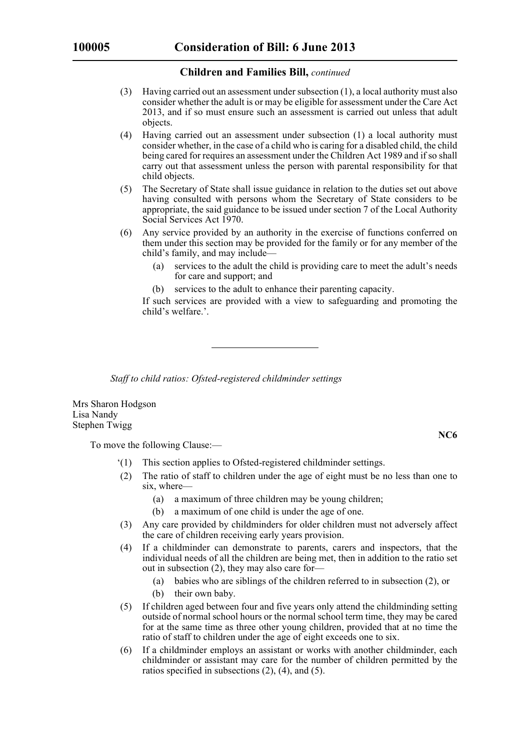(3) Having carried out an assessment under subsection (1), a local authority must also consider whether the adult is or may be eligible for assessment under the Care Act 2013, and if so must ensure such an assessment is carried out unless that adult objects.

(4) Having carried out an assessment under subsection (1) a local authority must consider whether, in the case of a child who is caring for a disabled child, the child being cared for requires an assessment under the Children Act 1989 and if so shall carry out that assessment unless the person with parental responsibility for that child objects.

(5) The Secretary of State shall issue guidance in relation to the duties set out above having consulted with persons whom the Secretary of State considers to be appropriate, the said guidance to be issued under section 7 of the Local Authority Social Services Act 1970.

(6) Any service provided by an authority in the exercise of functions conferred on them under this section may be provided for the family or for any member of the child's family, and may include—

(a) services to the adult the child is providing care to meet the adult's needs for care and support; and

(b) services to the adult to enhance their parenting capacity.

If such services are provided with a view to safeguarding and promoting the child's welfare.'.

---

*Staff to child ratios: Ofsted-registered childminder settings*

Mrs Sharon Hodgson
Lisa Nandy
Stephen Twigg

**NC6**

To move the following Clause:—

'(1) This section applies to Ofsted-registered childminder settings.

(2) The ratio of staff to children under the age of eight must be no less than one to six, where—

(a) a maximum of three children may be young children;

(b) a maximum of one child is under the age of one.

(3) Any care provided by childminders for older children must not adversely affect the care of children receiving early years provision.

(4) If a childminder can demonstrate to parents, carers and inspectors, that the individual needs of all the children are being met, then in addition to the ratio set out in subsection (2), they may also care for—

(a) babies who are siblings of the children referred to in subsection (2), or

(b) their own baby.

(5) If children aged between four and five years only attend the childminding setting outside of normal school hours or the normal school term time, they may be cared for at the same time as three other young children, provided that at no time the ratio of staff to children under the age of eight exceeds one to six.

(6) If a childminder employs an assistant or works with another childminder, each childminder or assistant may care for the number of children permitted by the ratios specified in subsections (2), (4), and (5).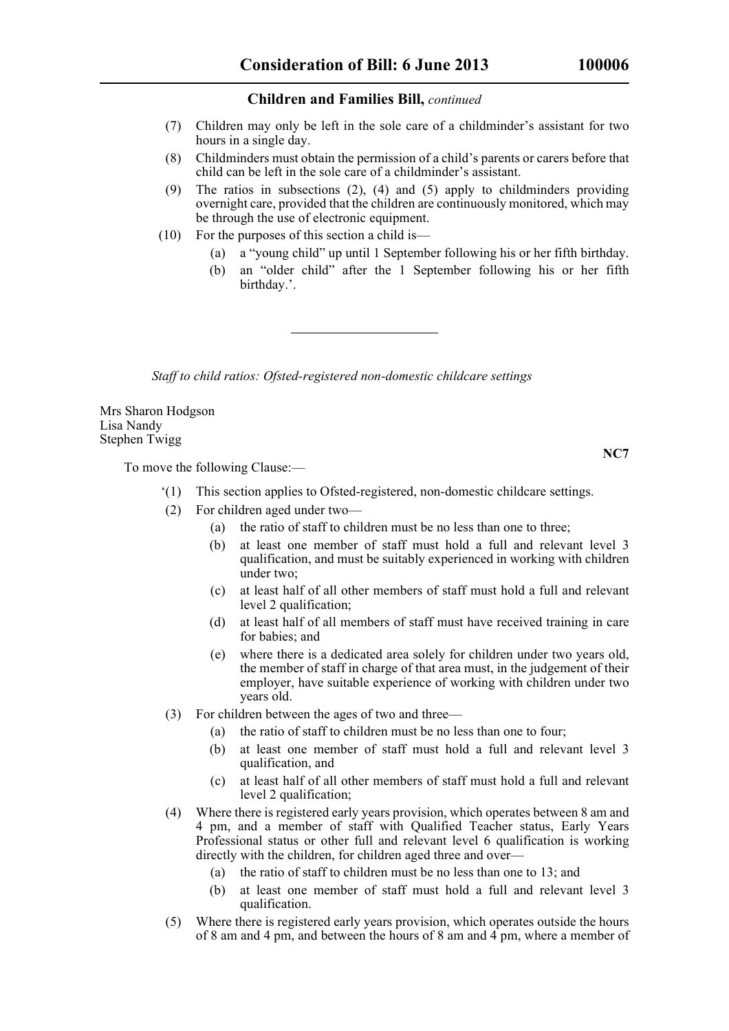(7) Children may only be left in the sole care of a childminder's assistant for two hours in a single day.

(8) Childminders must obtain the permission of a child's parents or carers before that child can be left in the sole care of a childminder's assistant.

(9) The ratios in subsections (2), (4) and (5) apply to childminders providing overnight care, provided that the children are continuously monitored, which may be through the use of electronic equipment.

(10) For the purposes of this section a child is—

(a) a "young child" up until 1 September following his or her fifth birthday.

(b) an "older child" after the 1 September following his or her fifth birthday.'.

---

*Staff to child ratios: Ofsted-registered non-domestic childcare settings*

Mrs Sharon Hodgson
Lisa Nandy
Stephen Twigg

**NC7**

To move the following Clause:—

'(1) This section applies to Ofsted-registered, non-domestic childcare settings.

(2) For children aged under two—

(a) the ratio of staff to children must be no less than one to three;

(b) at least one member of staff must hold a full and relevant level 3 qualification, and must be suitably experienced in working with children under two;

(c) at least half of all other members of staff must hold a full and relevant level 2 qualification;

(d) at least half of all members of staff must have received training in care for babies; and

(e) where there is a dedicated area solely for children under two years old, the member of staff in charge of that area must, in the judgement of their employer, have suitable experience of working with children under two years old.

(3) For children between the ages of two and three—

(a) the ratio of staff to children must be no less than one to four;

(b) at least one member of staff must hold a full and relevant level 3 qualification, and

(c) at least half of all other members of staff must hold a full and relevant level 2 qualification;

(4) Where there is registered early years provision, which operates between 8 am and 4 pm, and a member of staff with Qualified Teacher status, Early Years Professional status or other full and relevant level 6 qualification is working directly with the children, for children aged three and over—

(a) the ratio of staff to children must be no less than one to 13; and

(b) at least one member of staff must hold a full and relevant level 3 qualification.

(5) Where there is registered early years provision, which operates outside the hours of 8 am and 4 pm, and between the hours of 8 am and 4 pm, where a member of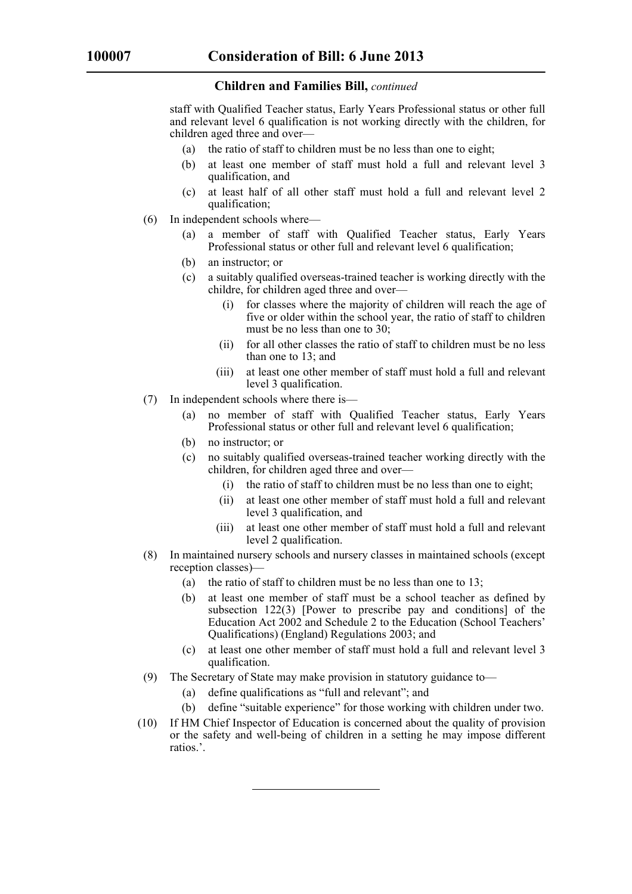staff with Qualified Teacher status, Early Years Professional status or other full and relevant level 6 qualification is not working directly with the children, for children aged three and over—

- (a) the ratio of staff to children must be no less than one to eight;
- (b) at least one member of staff must hold a full and relevant level 3 qualification, and
- (c) at least half of all other staff must hold a full and relevant level 2 qualification;

(6) In independent schools where—

- (a) a member of staff with Qualified Teacher status, Early Years Professional status or other full and relevant level 6 qualification;
- (b) an instructor; or
- (c) a suitably qualified overseas-trained teacher is working directly with the childre, for children aged three and over—
  - (i) for classes where the majority of children will reach the age of five or older within the school year, the ratio of staff to children must be no less than one to 30;
  - (ii) for all other classes the ratio of staff to children must be no less than one to 13; and
  - (iii) at least one other member of staff must hold a full and relevant level 3 qualification.

(7) In independent schools where there is—

- (a) no member of staff with Qualified Teacher status, Early Years Professional status or other full and relevant level 6 qualification;
- (b) no instructor; or
- (c) no suitably qualified overseas-trained teacher working directly with the children, for children aged three and over—
  - (i) the ratio of staff to children must be no less than one to eight;
  - (ii) at least one other member of staff must hold a full and relevant level 3 qualification, and
  - (iii) at least one other member of staff must hold a full and relevant level 2 qualification.

(8) In maintained nursery schools and nursery classes in maintained schools (except reception classes)—

- (a) the ratio of staff to children must be no less than one to 13;
- (b) at least one member of staff must be a school teacher as defined by subsection 122(3) [Power to prescribe pay and conditions] of the Education Act 2002 and Schedule 2 to the Education (School Teachers' Qualifications) (England) Regulations 2003; and
- (c) at least one other member of staff must hold a full and relevant level 3 qualification.

(9) The Secretary of State may make provision in statutory guidance to—

- (a) define qualifications as "full and relevant"; and
- (b) define "suitable experience" for those working with children under two.

(10) If HM Chief Inspector of Education is concerned about the quality of provision or the safety and well-being of children in a setting he may impose different ratios.'.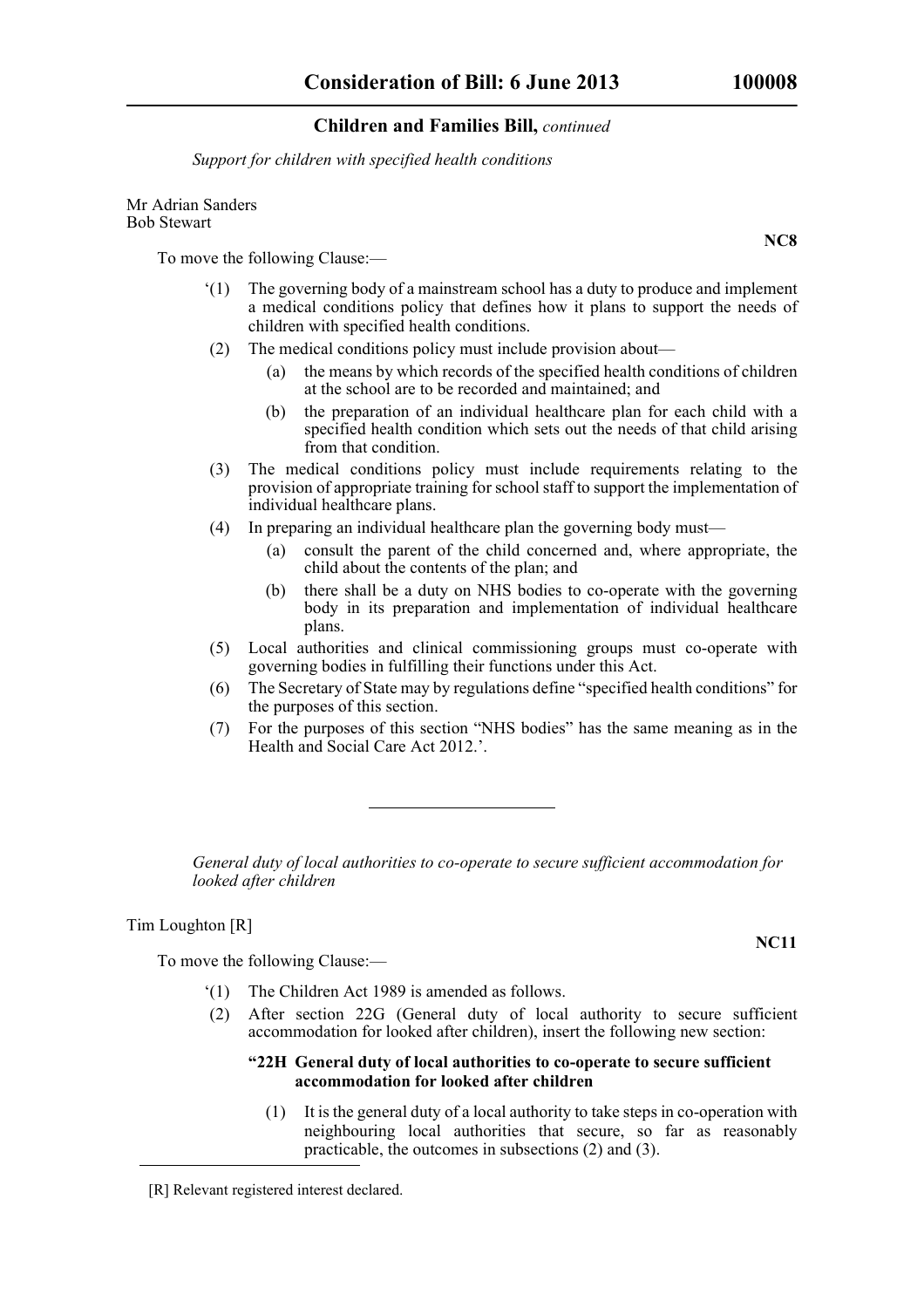*Support for children with specified health conditions*

Mr Adrian Sanders
Bob Stewart

**NC8**

To move the following Clause:—

'(1) The governing body of a mainstream school has a duty to produce and implement a medical conditions policy that defines how it plans to support the needs of children with specified health conditions.

(2) The medical conditions policy must include provision about—

(a) the means by which records of the specified health conditions of children at the school are to be recorded and maintained; and

(b) the preparation of an individual healthcare plan for each child with a specified health condition which sets out the needs of that child arising from that condition.

(3) The medical conditions policy must include requirements relating to the provision of appropriate training for school staff to support the implementation of individual healthcare plans.

(4) In preparing an individual healthcare plan the governing body must—

(a) consult the parent of the child concerned and, where appropriate, the child about the contents of the plan; and

(b) there shall be a duty on NHS bodies to co-operate with the governing body in its preparation and implementation of individual healthcare plans.

(5) Local authorities and clinical commissioning groups must co-operate with governing bodies in fulfilling their functions under this Act.

(6) The Secretary of State may by regulations define "specified health conditions" for the purposes of this section.

(7) For the purposes of this section "NHS bodies" has the same meaning as in the Health and Social Care Act 2012.'.

---

*General duty of local authorities to co-operate to secure sufficient accommodation for looked after children*

Tim Loughton [R]

**NC11**

To move the following Clause:—

'(1) The Children Act 1989 is amended as follows.

(2) After section 22G (General duty of local authority to secure sufficient accommodation for looked after children), insert the following new section:

**"22H General duty of local authorities to co-operate to secure sufficient accommodation for looked after children**

(1) It is the general duty of a local authority to take steps in co-operation with neighbouring local authorities that secure, so far as reasonably practicable, the outcomes in subsections (2) and (3).

[R] Relevant registered interest declared.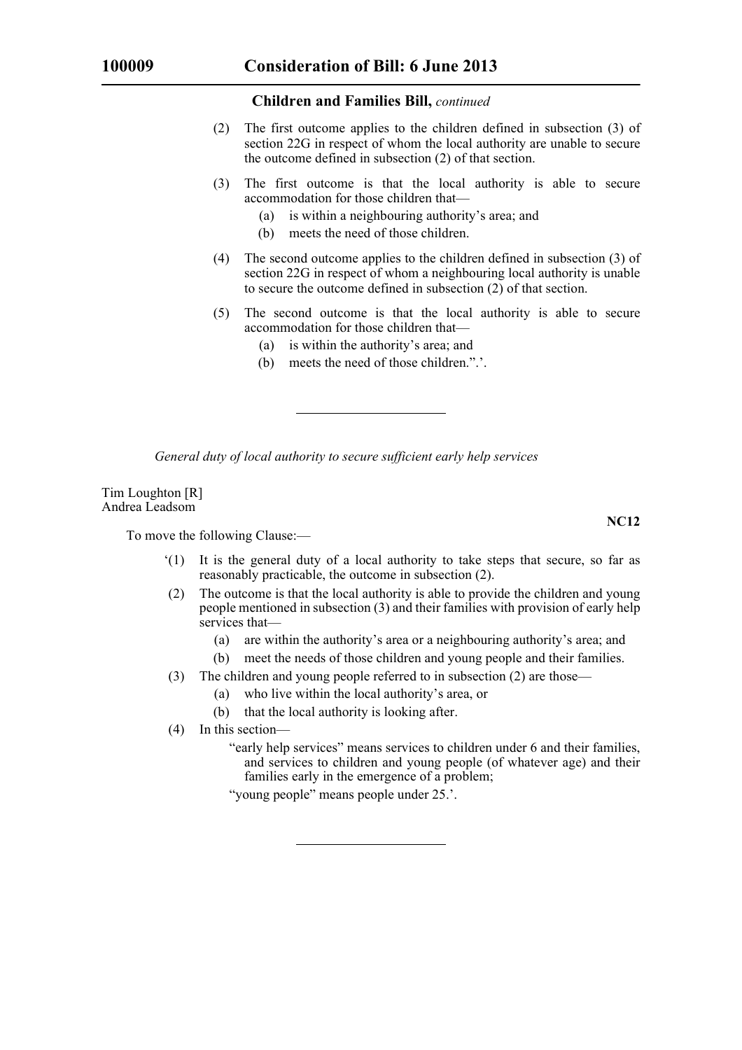(2) The first outcome applies to the children defined in subsection (3) of section 22G in respect of whom the local authority are unable to secure the outcome defined in subsection (2) of that section.

(3) The first outcome is that the local authority is able to secure accommodation for those children that—

(a) is within a neighbouring authority's area; and

(b) meets the need of those children.

(4) The second outcome applies to the children defined in subsection (3) of section 22G in respect of whom a neighbouring local authority is unable to secure the outcome defined in subsection (2) of that section.

(5) The second outcome is that the local authority is able to secure accommodation for those children that—

(a) is within the authority's area; and

(b) meets the need of those children.".'.

---

*General duty of local authority to secure sufficient early help services*

Tim Loughton [R]
Andrea Leadsom

**NC12**

To move the following Clause:—

'(1) It is the general duty of a local authority to take steps that secure, so far as reasonably practicable, the outcome in subsection (2).

(2) The outcome is that the local authority is able to provide the children and young people mentioned in subsection (3) and their families with provision of early help services that—

(a) are within the authority's area or a neighbouring authority's area; and

(b) meet the needs of those children and young people and their families.

(3) The children and young people referred to in subsection (2) are those—

(a) who live within the local authority's area, or

(b) that the local authority is looking after.

(4) In this section—

"early help services" means services to children under 6 and their families, and services to children and young people (of whatever age) and their families early in the emergence of a problem;

"young people" means people under 25.'.

---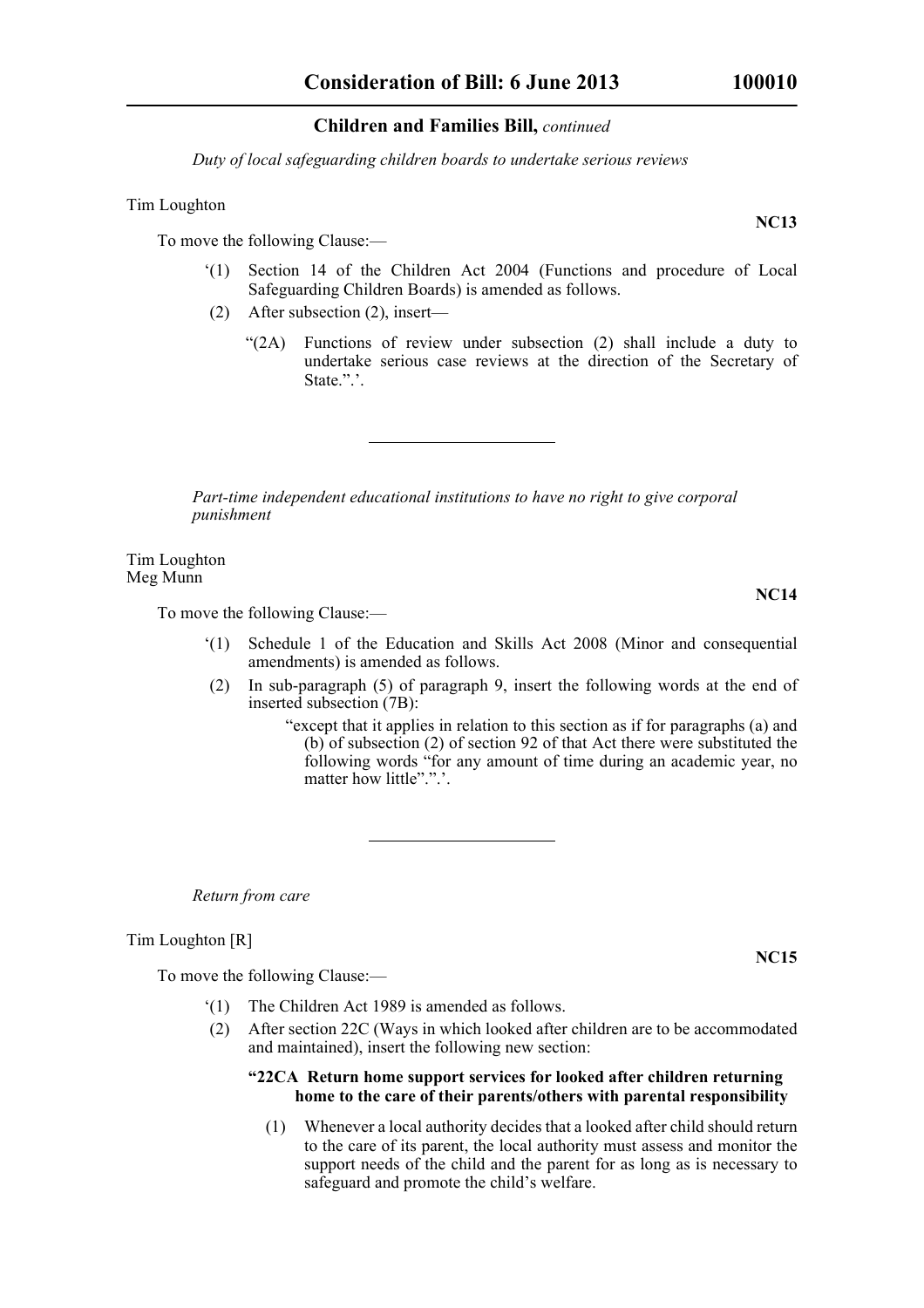*Duty of local safeguarding children boards to undertake serious reviews*

Tim Loughton

**NC13**

To move the following Clause:—

'(1) Section 14 of the Children Act 2004 (Functions and procedure of Local Safeguarding Children Boards) is amended as follows.

(2) After subsection (2), insert—

"(2A) Functions of review under subsection (2) shall include a duty to undertake serious case reviews at the direction of the Secretary of State.".'.

---

*Part-time independent educational institutions to have no right to give corporal punishment*

Tim Loughton
Meg Munn

**NC14**

To move the following Clause:—

'(1) Schedule 1 of the Education and Skills Act 2008 (Minor and consequential amendments) is amended as follows.

(2) In sub-paragraph (5) of paragraph 9, insert the following words at the end of inserted subsection (7B):

"except that it applies in relation to this section as if for paragraphs (a) and (b) of subsection (2) of section 92 of that Act there were substituted the following words "for any amount of time during an academic year, no matter how little".".'.

---

*Return from care*

Tim Loughton [R]

**NC15**

To move the following Clause:—

'(1) The Children Act 1989 is amended as follows.

(2) After section 22C (Ways in which looked after children are to be accommodated and maintained), insert the following new section:

**"22CA Return home support services for looked after children returning home to the care of their parents/others with parental responsibility**

(1) Whenever a local authority decides that a looked after child should return to the care of its parent, the local authority must assess and monitor the support needs of the child and the parent for as long as is necessary to safeguard and promote the child's welfare.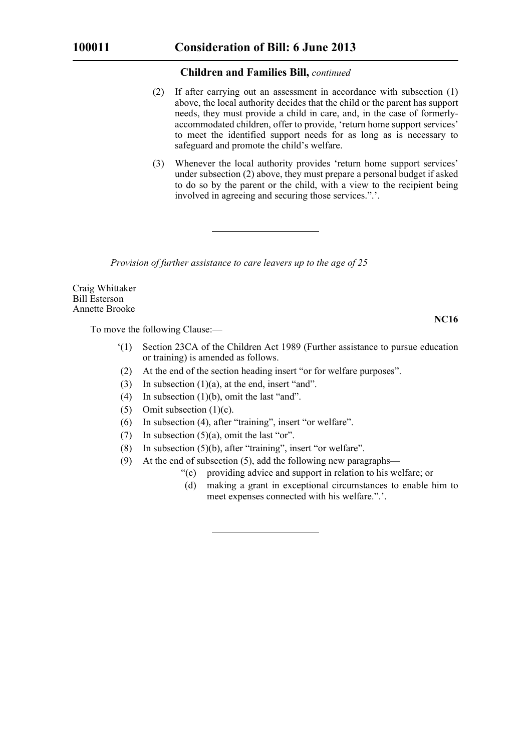(2) If after carrying out an assessment in accordance with subsection (1) above, the local authority decides that the child or the parent has support needs, they must provide a child in care, and, in the case of formerly-accommodated children, offer to provide, 'return home support services' to meet the identified support needs for as long as is necessary to safeguard and promote the child's welfare.

(3) Whenever the local authority provides 'return home support services' under subsection (2) above, they must prepare a personal budget if asked to do so by the parent or the child, with a view to the recipient being involved in agreeing and securing those services.".'.

---

*Provision of further assistance to care leavers up to the age of 25*

Craig Whittaker
Bill Esterson
Annette Brooke

**NC16**

To move the following Clause:—

'(1) Section 23CA of the Children Act 1989 (Further assistance to pursue education or training) is amended as follows.

(2) At the end of the section heading insert "or for welfare purposes".

(3) In subsection (1)(a), at the end, insert "and".

(4) In subsection (1)(b), omit the last "and".

(5) Omit subsection (1)(c).

(6) In subsection (4), after "training", insert "or welfare".

(7) In subsection (5)(a), omit the last "or".

(8) In subsection (5)(b), after "training", insert "or welfare".

(9) At the end of subsection (5), add the following new paragraphs—

"(c) providing advice and support in relation to his welfare; or

(d) making a grant in exceptional circumstances to enable him to meet expenses connected with his welfare.".'.

---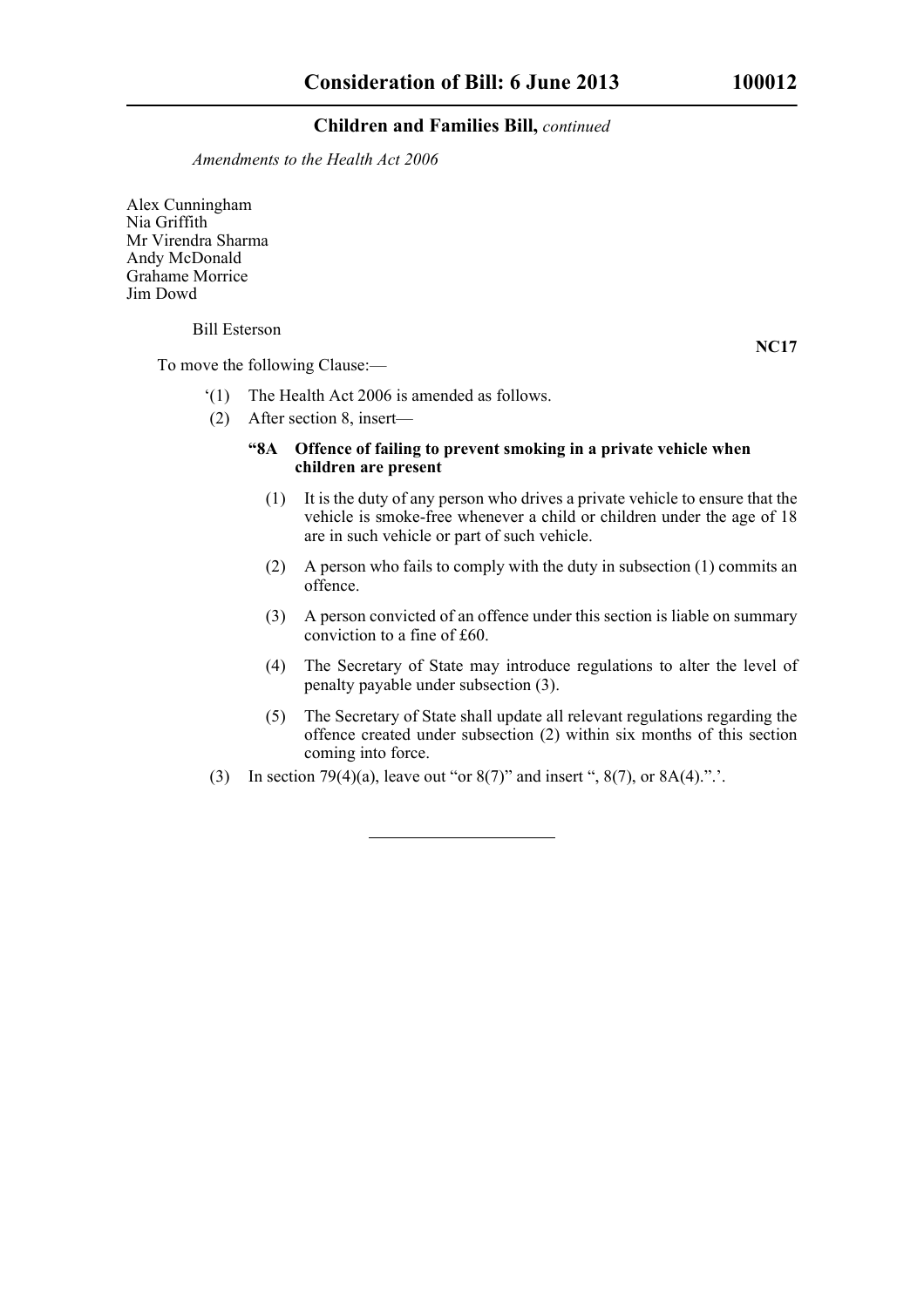*Amendments to the Health Act 2006*

Alex Cunningham
Nia Griffith
Mr Virendra Sharma
Andy McDonald
Grahame Morrice
Jim Dowd

Bill Esterson

**NC17**

To move the following Clause:—

‘(1) The Health Act 2006 is amended as follows.

(2) After section 8, insert—

**“8A Offence of failing to prevent smoking in a private vehicle when children are present**

(1) It is the duty of any person who drives a private vehicle to ensure that the vehicle is smoke-free whenever a child or children under the age of 18 are in such vehicle or part of such vehicle.

(2) A person who fails to comply with the duty in subsection (1) commits an offence.

(3) A person convicted of an offence under this section is liable on summary conviction to a fine of £60.

(4) The Secretary of State may introduce regulations to alter the level of penalty payable under subsection (3).

(5) The Secretary of State shall update all relevant regulations regarding the offence created under subsection (2) within six months of this section coming into force.

(3) In section 79(4)(a), leave out “or 8(7)” and insert “, 8(7), or 8A(4).”.’.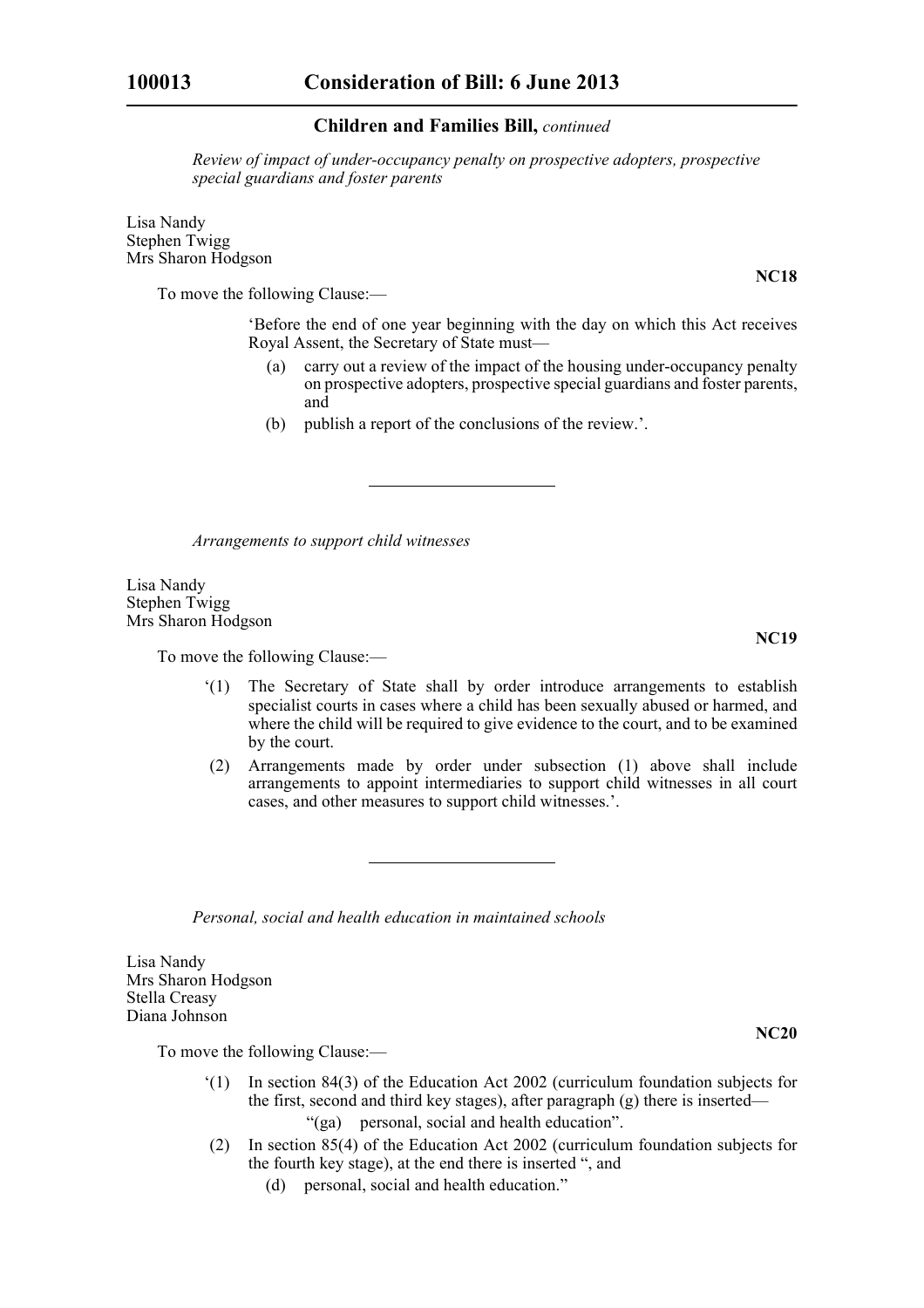*Review of impact of under-occupancy penalty on prospective adopters, prospective special guardians and foster parents*

Lisa Nandy
Stephen Twigg
Mrs Sharon Hodgson

**NC18**

To move the following Clause:—

'Before the end of one year beginning with the day on which this Act receives Royal Assent, the Secretary of State must—

(a) carry out a review of the impact of the housing under-occupancy penalty on prospective adopters, prospective special guardians and foster parents, and

(b) publish a report of the conclusions of the review.'.

---

*Arrangements to support child witnesses*

Lisa Nandy
Stephen Twigg
Mrs Sharon Hodgson

**NC19**

To move the following Clause:—

'(1) The Secretary of State shall by order introduce arrangements to establish specialist courts in cases where a child has been sexually abused or harmed, and where the child will be required to give evidence to the court, and to be examined by the court.

(2) Arrangements made by order under subsection (1) above shall include arrangements to appoint intermediaries to support child witnesses in all court cases, and other measures to support child witnesses.'.

---

*Personal, social and health education in maintained schools*

Lisa Nandy
Mrs Sharon Hodgson
Stella Creasy
Diana Johnson

**NC20**

To move the following Clause:—

'(1) In section 84(3) of the Education Act 2002 (curriculum foundation subjects for the first, second and third key stages), after paragraph (g) there is inserted—

"(ga) personal, social and health education".

(2) In section 85(4) of the Education Act 2002 (curriculum foundation subjects for the fourth key stage), at the end there is inserted ", and

(d) personal, social and health education."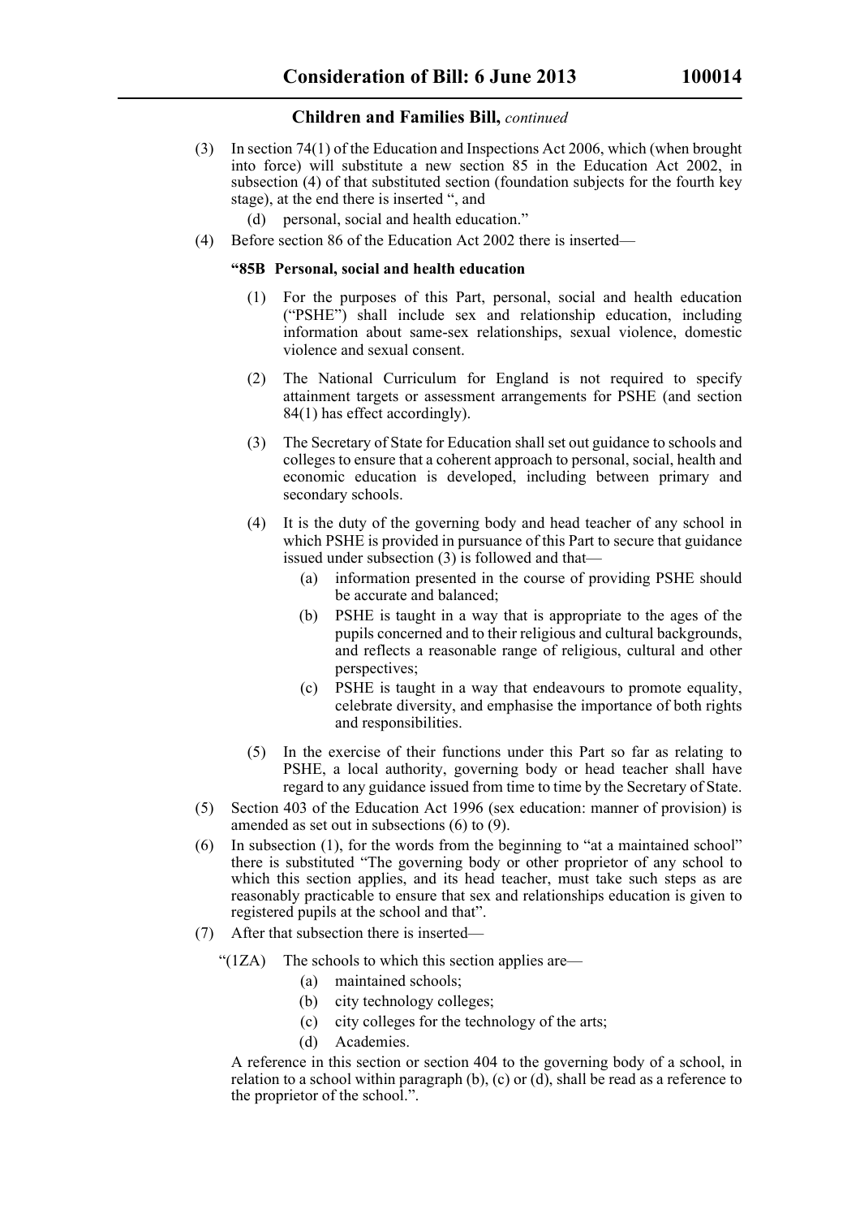(3) In section 74(1) of the Education and Inspections Act 2006, which (when brought into force) will substitute a new section 85 in the Education Act 2002, in subsection (4) of that substituted section (foundation subjects for the fourth key stage), at the end there is inserted ", and

(d) personal, social and health education."

(4) Before section 86 of the Education Act 2002 there is inserted—

**"85B Personal, social and health education**

(1) For the purposes of this Part, personal, social and health education ("PSHE") shall include sex and relationship education, including information about same-sex relationships, sexual violence, domestic violence and sexual consent.

(2) The National Curriculum for England is not required to specify attainment targets or assessment arrangements for PSHE (and section 84(1) has effect accordingly).

(3) The Secretary of State for Education shall set out guidance to schools and colleges to ensure that a coherent approach to personal, social, health and economic education is developed, including between primary and secondary schools.

(4) It is the duty of the governing body and head teacher of any school in which PSHE is provided in pursuance of this Part to secure that guidance issued under subsection (3) is followed and that—

(a) information presented in the course of providing PSHE should be accurate and balanced;

(b) PSHE is taught in a way that is appropriate to the ages of the pupils concerned and to their religious and cultural backgrounds, and reflects a reasonable range of religious, cultural and other perspectives;

(c) PSHE is taught in a way that endeavours to promote equality, celebrate diversity, and emphasise the importance of both rights and responsibilities.

(5) In the exercise of their functions under this Part so far as relating to PSHE, a local authority, governing body or head teacher shall have regard to any guidance issued from time to time by the Secretary of State.

(5) Section 403 of the Education Act 1996 (sex education: manner of provision) is amended as set out in subsections (6) to (9).

(6) In subsection (1), for the words from the beginning to "at a maintained school" there is substituted "The governing body or other proprietor of any school to which this section applies, and its head teacher, must take such steps as are reasonably practicable to ensure that sex and relationships education is given to registered pupils at the school and that".

(7) After that subsection there is inserted—

"(1ZA) The schools to which this section applies are—

(a) maintained schools;

(b) city technology colleges;

(c) city colleges for the technology of the arts;

(d) Academies.

A reference in this section or section 404 to the governing body of a school, in relation to a school within paragraph (b), (c) or (d), shall be read as a reference to the proprietor of the school.".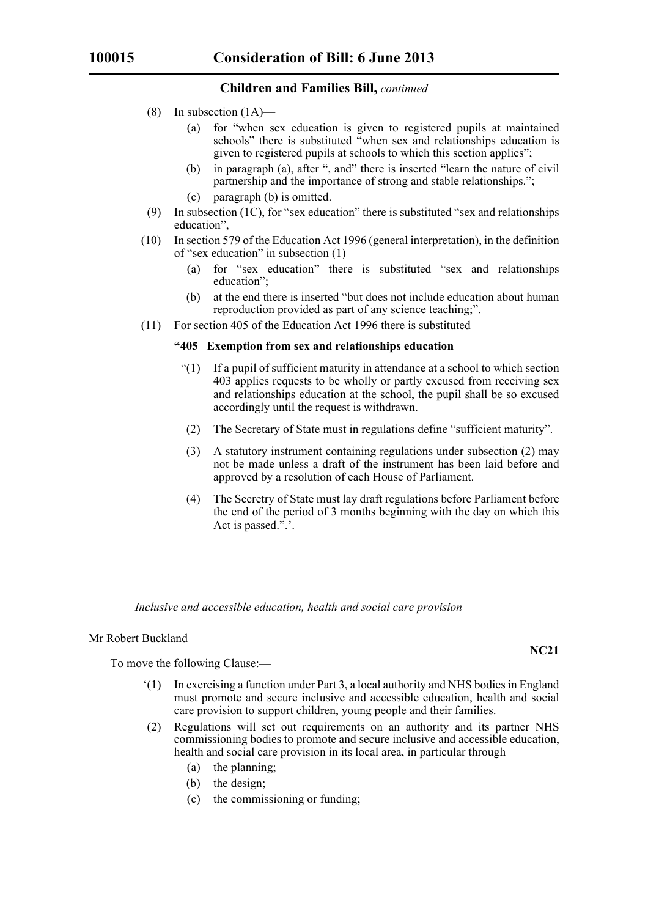**Children and Families Bill,** *continued*

(8) In subsection (1A)—

(a) for "when sex education is given to registered pupils at maintained schools" there is substituted "when sex and relationships education is given to registered pupils at schools to which this section applies";

(b) in paragraph (a), after ", and" there is inserted "learn the nature of civil partnership and the importance of strong and stable relationships.";

(c) paragraph (b) is omitted.

(9) In subsection (1C), for "sex education" there is substituted "sex and relationships education",

(10) In section 579 of the Education Act 1996 (general interpretation), in the definition of "sex education" in subsection (1)—

(a) for "sex education" there is substituted "sex and relationships education";

(b) at the end there is inserted "but does not include education about human reproduction provided as part of any science teaching;".

(11) For section 405 of the Education Act 1996 there is substituted—

**"405 Exemption from sex and relationships education**

"(1) If a pupil of sufficient maturity in attendance at a school to which section 403 applies requests to be wholly or partly excused from receiving sex and relationships education at the school, the pupil shall be so excused accordingly until the request is withdrawn.

(2) The Secretary of State must in regulations define "sufficient maturity".

(3) A statutory instrument containing regulations under subsection (2) may not be made unless a draft of the instrument has been laid before and approved by a resolution of each House of Parliament.

(4) The Secretry of State must lay draft regulations before Parliament before the end of the period of 3 months beginning with the day on which this Act is passed.".'.

---

*Inclusive and accessible education, health and social care provision*

Mr Robert Buckland

**NC21**

To move the following Clause:—

'(1) In exercising a function under Part 3, a local authority and NHS bodies in England must promote and secure inclusive and accessible education, health and social care provision to support children, young people and their families.

(2) Regulations will set out requirements on an authority and its partner NHS commissioning bodies to promote and secure inclusive and accessible education, health and social care provision in its local area, in particular through—

(a) the planning;

(b) the design;

(c) the commissioning or funding;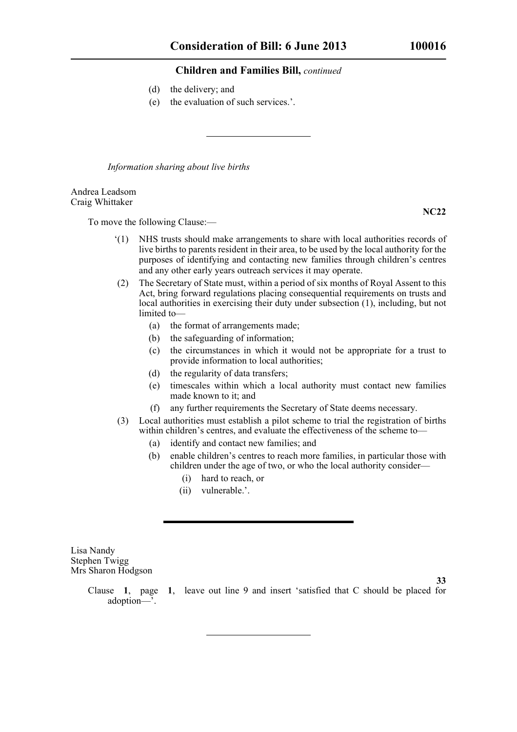(d) the delivery; and
(e) the evaluation of such services.'.

---

*Information sharing about live births*

Andrea Leadsom
Craig Whittaker

**NC22**

To move the following Clause:—

'(1) NHS trusts should make arrangements to share with local authorities records of live births to parents resident in their area, to be used by the local authority for the purposes of identifying and contacting new families through children's centres and any other early years outreach services it may operate.

(2) The Secretary of State must, within a period of six months of Royal Assent to this Act, bring forward regulations placing consequential requirements on trusts and local authorities in exercising their duty under subsection (1), including, but not limited to—

(a) the format of arrangements made;
(b) the safeguarding of information;
(c) the circumstances in which it would not be appropriate for a trust to provide information to local authorities;
(d) the regularity of data transfers;
(e) timescales within which a local authority must contact new families made known to it; and
(f) any further requirements the Secretary of State deems necessary.

(3) Local authorities must establish a pilot scheme to trial the registration of births within children's centres, and evaluate the effectiveness of the scheme to—

(a) identify and contact new families; and
(b) enable children's centres to reach more families, in particular those with children under the age of two, or who the local authority consider—
(i) hard to reach, or
(ii) vulnerable.'.

---

Lisa Nandy
Stephen Twigg
Mrs Sharon Hodgson

**33**

Clause **1**, page **1**, leave out line 9 and insert 'satisfied that C should be placed for adoption—'.

---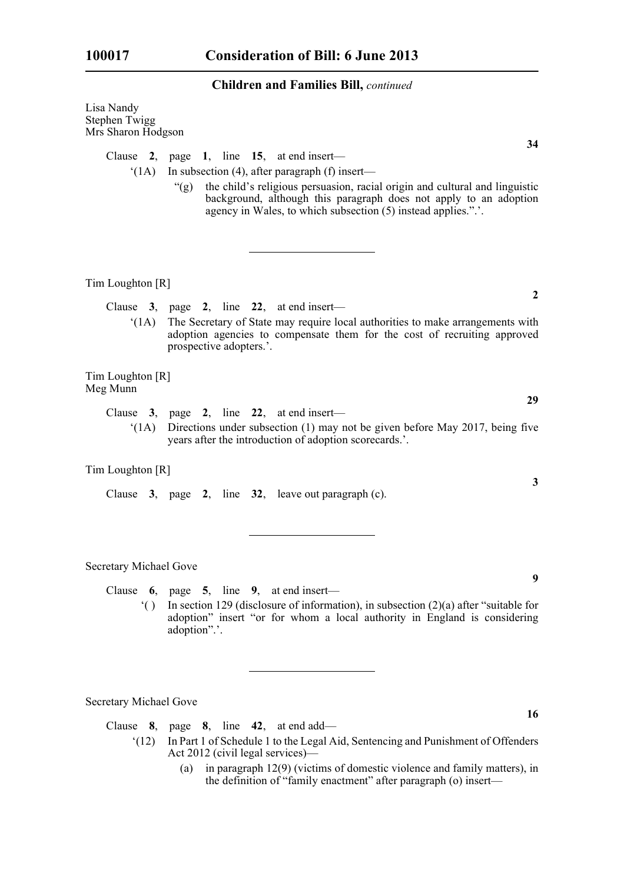**Children and Families Bill,** *continued*

Lisa Nandy
Stephen Twigg
Mrs Sharon Hodgson

**34**

Clause **2**, page **1**, line **15**, at end insert—

‘(1A) In subsection (4), after paragraph (f) insert—

“(g) the child’s religious persuasion, racial origin and cultural and linguistic background, although this paragraph does not apply to an adoption agency in Wales, to which subsection (5) instead applies.”.’.

---

Tim Loughton [R]

**2**

Clause **3**, page **2**, line **22**, at end insert—

‘(1A) The Secretary of State may require local authorities to make arrangements with adoption agencies to compensate them for the cost of recruiting approved prospective adopters.’.

Tim Loughton [R]
Meg Munn

**29**

Clause **3**, page **2**, line **22**, at end insert—

‘(1A) Directions under subsection (1) may not be given before May 2017, being five years after the introduction of adoption scorecards.’.

Tim Loughton [R]

**3**

Clause **3**, page **2**, line **32**, leave out paragraph (c).

---

Secretary Michael Gove

**9**

Clause **6**, page **5**, line **9**, at end insert—

‘( ) In section 129 (disclosure of information), in subsection (2)(a) after “suitable for adoption” insert “or for whom a local authority in England is considering adoption”.’.

---

Secretary Michael Gove

**16**

Clause **8**, page **8**, line **42**, at end add—

‘(12) In Part 1 of Schedule 1 to the Legal Aid, Sentencing and Punishment of Offenders Act 2012 (civil legal services)—

(a) in paragraph 12(9) (victims of domestic violence and family matters), in the definition of “family enactment” after paragraph (o) insert—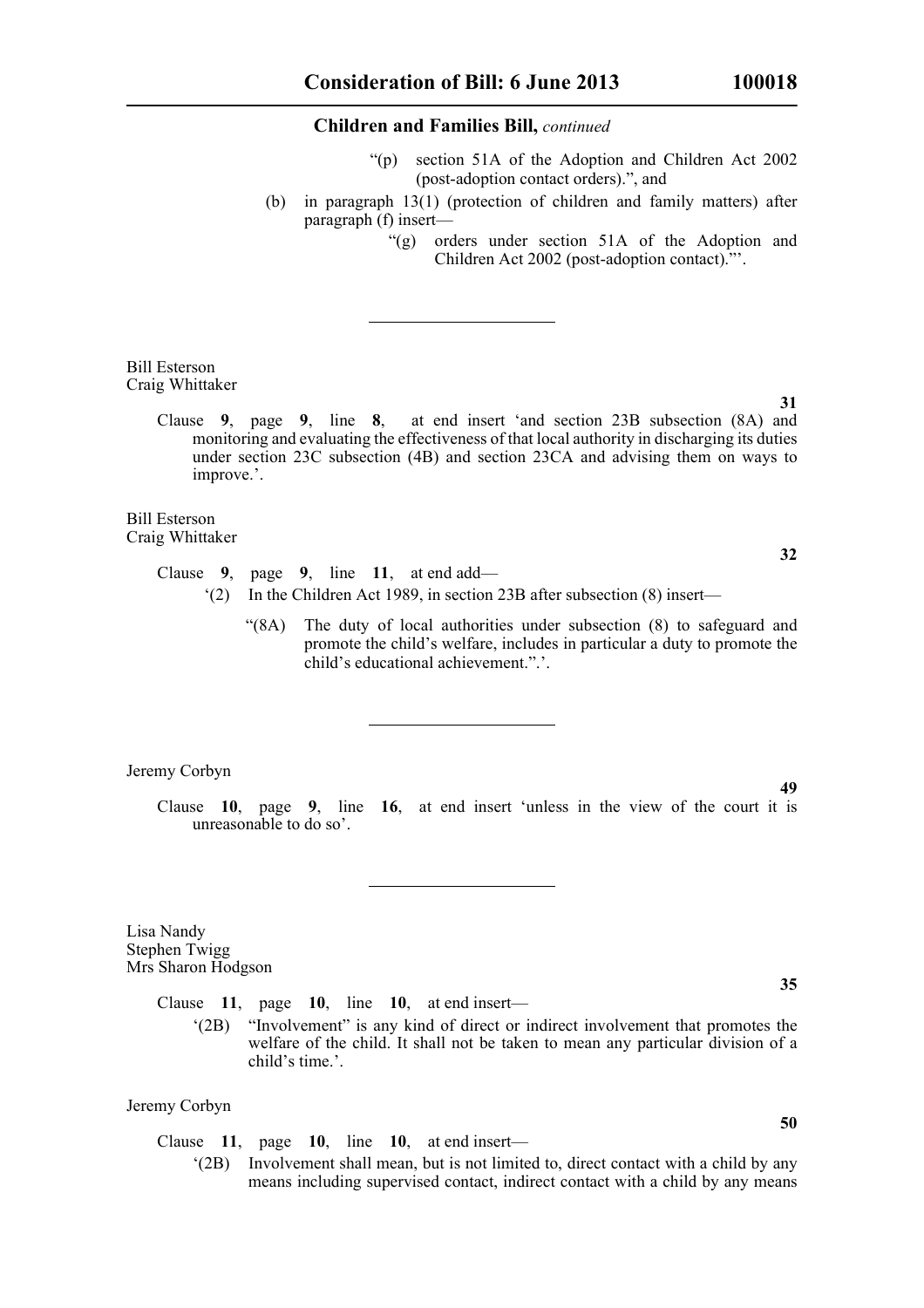"(p) section 51A of the Adoption and Children Act 2002 (post-adoption contact orders).", and

(b) in paragraph 13(1) (protection of children and family matters) after paragraph (f) insert—

"(g) orders under section 51A of the Adoption and Children Act 2002 (post-adoption contact)."'.

---

Bill Esterson
Craig Whittaker

**31**

Clause **9**, page **9**, line **8**, at end insert 'and section 23B subsection (8A) and monitoring and evaluating the effectiveness of that local authority in discharging its duties under section 23C subsection (4B) and section 23CA and advising them on ways to improve.'.

Bill Esterson
Craig Whittaker

**32**

Clause **9**, page **9**, line **11**, at end add—

'(2) In the Children Act 1989, in section 23B after subsection (8) insert—

"(8A) The duty of local authorities under subsection (8) to safeguard and promote the child's welfare, includes in particular a duty to promote the child's educational achievement.".'.

---

Jeremy Corbyn

**49**

Clause **10**, page **9**, line **16**, at end insert 'unless in the view of the court it is unreasonable to do so'.

---

Lisa Nandy
Stephen Twigg
Mrs Sharon Hodgson

**35**

Clause **11**, page **10**, line **10**, at end insert—

'(2B) "Involvement" is any kind of direct or indirect involvement that promotes the welfare of the child. It shall not be taken to mean any particular division of a child's time.'.

Jeremy Corbyn

**50**

Clause **11**, page **10**, line **10**, at end insert—

'(2B) Involvement shall mean, but is not limited to, direct contact with a child by any means including supervised contact, indirect contact with a child by any means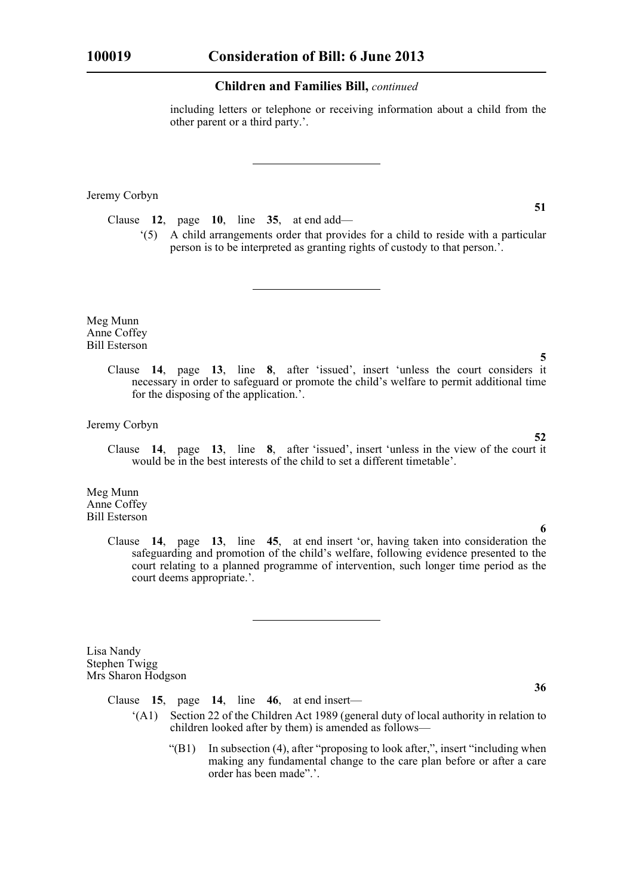including letters or telephone or receiving information about a child from the other parent or a third party.'.

---

Jeremy Corbyn

**51**

Clause **12**, page **10**, line **35**, at end add—

'(5) A child arrangements order that provides for a child to reside with a particular person is to be interpreted as granting rights of custody to that person.'.

---

Meg Munn
Anne Coffey
Bill Esterson

**5**

Clause **14**, page **13**, line **8**, after 'issued', insert 'unless the court considers it necessary in order to safeguard or promote the child's welfare to permit additional time for the disposing of the application.'.

Jeremy Corbyn

**52**

Clause **14**, page **13**, line **8**, after 'issued', insert 'unless in the view of the court it would be in the best interests of the child to set a different timetable'.

Meg Munn
Anne Coffey
Bill Esterson

**6**

Clause **14**, page **13**, line **45**, at end insert 'or, having taken into consideration the safeguarding and promotion of the child's welfare, following evidence presented to the court relating to a planned programme of intervention, such longer time period as the court deems appropriate.'.

---

Lisa Nandy
Stephen Twigg
Mrs Sharon Hodgson

**36**

Clause **15**, page **14**, line **46**, at end insert—

'(A1) Section 22 of the Children Act 1989 (general duty of local authority in relation to children looked after by them) is amended as follows—

"(B1) In subsection (4), after "proposing to look after,", insert "including when making any fundamental change to the care plan before or after a care order has been made".'.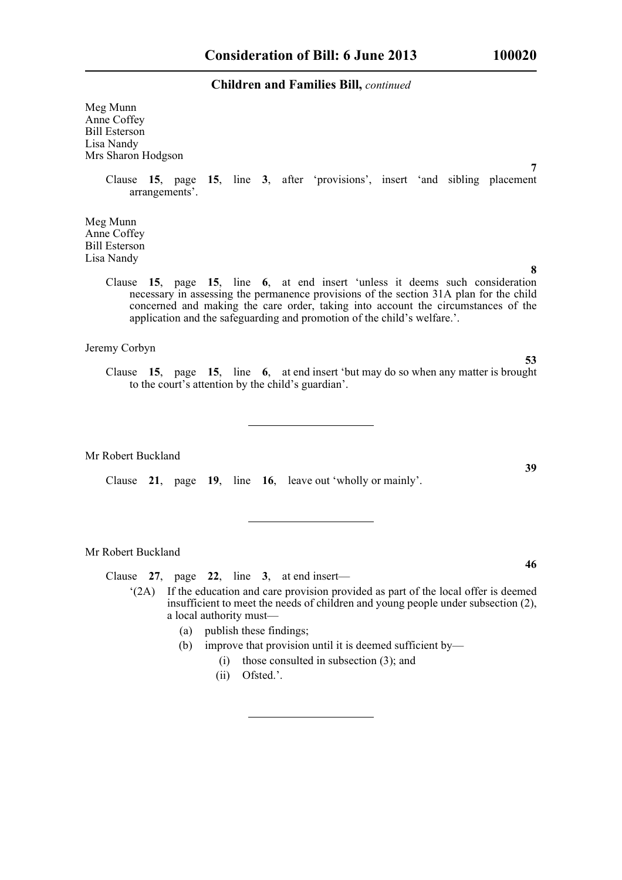Meg Munn
Anne Coffey
Bill Esterson
Lisa Nandy
Mrs Sharon Hodgson

**7**

Clause **15**, page **15**, line **3**, after 'provisions', insert 'and sibling placement arrangements'.

Meg Munn
Anne Coffey
Bill Esterson
Lisa Nandy

**8**

Clause **15**, page **15**, line **6**, at end insert 'unless it deems such consideration necessary in assessing the permanence provisions of the section 31A plan for the child concerned and making the care order, taking into account the circumstances of the application and the safeguarding and promotion of the child's welfare.'.

Jeremy Corbyn

**53**

Clause **15**, page **15**, line **6**, at end insert 'but may do so when any matter is brought to the court's attention by the child's guardian'.

---

Mr Robert Buckland

**39**

Clause **21**, page **19**, line **16**, leave out 'wholly or mainly'.

---

Mr Robert Buckland

**46**

Clause **27**, page **22**, line **3**, at end insert—

'(2A) If the education and care provision provided as part of the local offer is deemed insufficient to meet the needs of children and young people under subsection (2), a local authority must—

(a) publish these findings;

(b) improve that provision until it is deemed sufficient by—

(i) those consulted in subsection (3); and

(ii) Ofsted.'.

---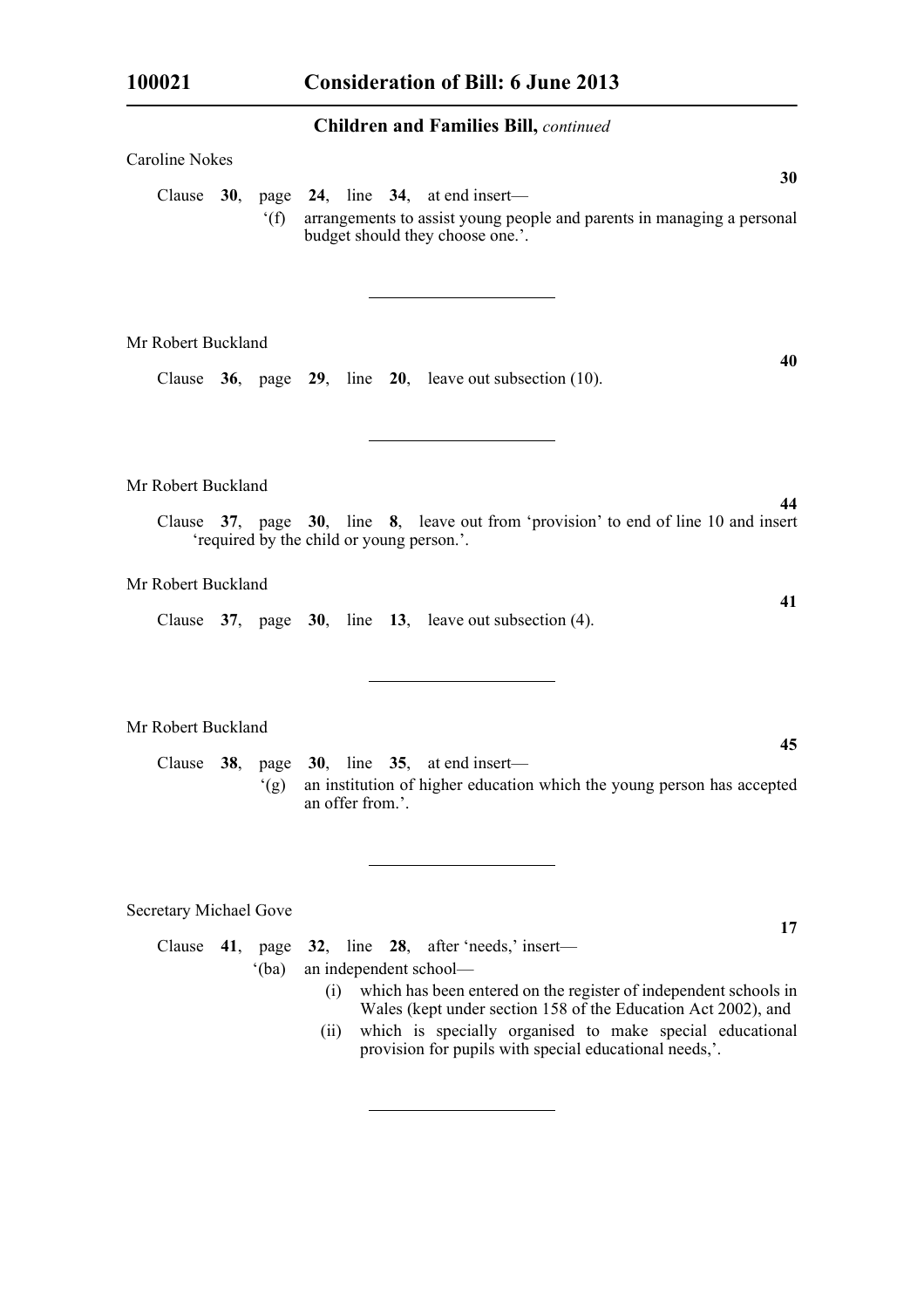**Children and Families Bill,** *continued*

Caroline Nokes

**30**

Clause **30**, page **24**, line **34**, at end insert—

‘(f) arrangements to assist young people and parents in managing a personal budget should they choose one.’.

---

Mr Robert Buckland

**40**

Clause **36**, page **29**, line **20**, leave out subsection (10).

---

Mr Robert Buckland

**44**

Clause **37**, page **30**, line **8**, leave out from ‘provision’ to end of line 10 and insert ‘required by the child or young person.’.

Mr Robert Buckland

**41**

Clause **37**, page **30**, line **13**, leave out subsection (4).

---

Mr Robert Buckland

**45**

Clause **38**, page **30**, line **35**, at end insert—

‘(g) an institution of higher education which the young person has accepted an offer from.’.

---

Secretary Michael Gove

**17**

Clause **41**, page **32**, line **28**, after ‘needs,’ insert—

‘(ba) an independent school—

(i) which has been entered on the register of independent schools in Wales (kept under section 158 of the Education Act 2002), and

(ii) which is specially organised to make special educational provision for pupils with special educational needs,’.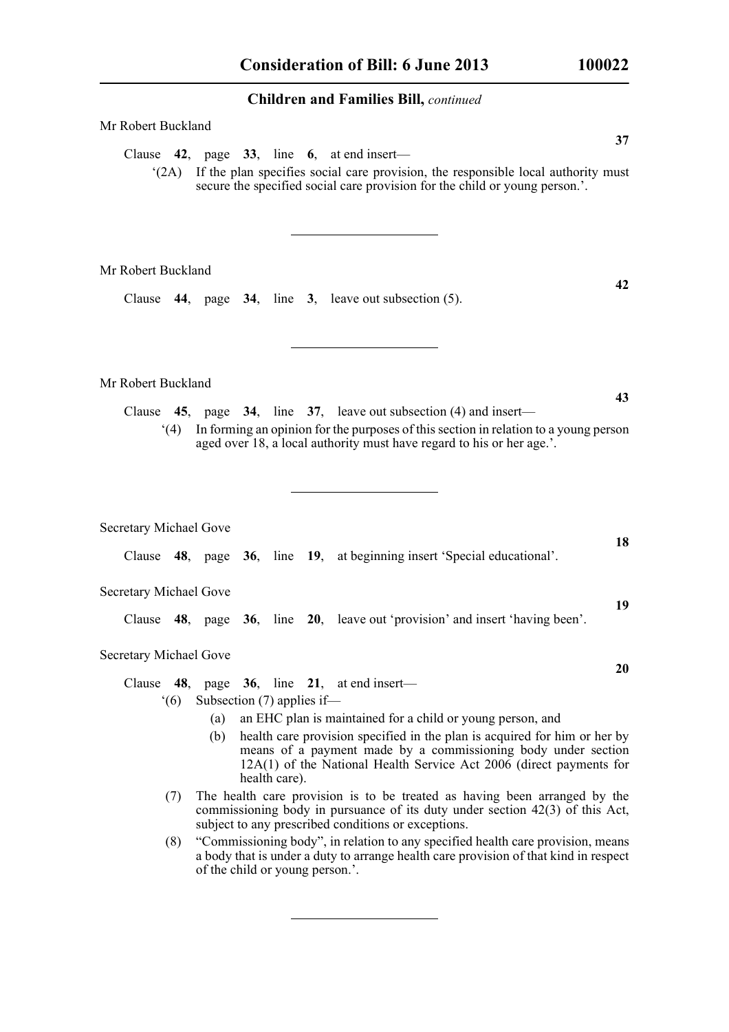**Children and Families Bill,** *continued*

Mr Robert Buckland

**37**

Clause **42**, page **33**, line **6**, at end insert—

'(2A) If the plan specifies social care provision, the responsible local authority must secure the specified social care provision for the child or young person.'.

---

Mr Robert Buckland

**42**

Clause **44**, page **34**, line **3**, leave out subsection (5).

---

Mr Robert Buckland

**43**

Clause **45**, page **34**, line **37**, leave out subsection (4) and insert—

'(4) In forming an opinion for the purposes of this section in relation to a young person aged over 18, a local authority must have regard to his or her age.'.

---

Secretary Michael Gove

**18**

Clause **48**, page **36**, line **19**, at beginning insert 'Special educational'.

Secretary Michael Gove

**19**

Clause **48**, page **36**, line **20**, leave out 'provision' and insert 'having been'.

Secretary Michael Gove

**20**

Clause **48**, page **36**, line **21**, at end insert—

'(6) Subsection (7) applies if—

(a) an EHC plan is maintained for a child or young person, and

(b) health care provision specified in the plan is acquired for him or her by means of a payment made by a commissioning body under section 12A(1) of the National Health Service Act 2006 (direct payments for health care).

(7) The health care provision is to be treated as having been arranged by the commissioning body in pursuance of its duty under section 42(3) of this Act, subject to any prescribed conditions or exceptions.

(8) "Commissioning body", in relation to any specified health care provision, means a body that is under a duty to arrange health care provision of that kind in respect of the child or young person.'.

---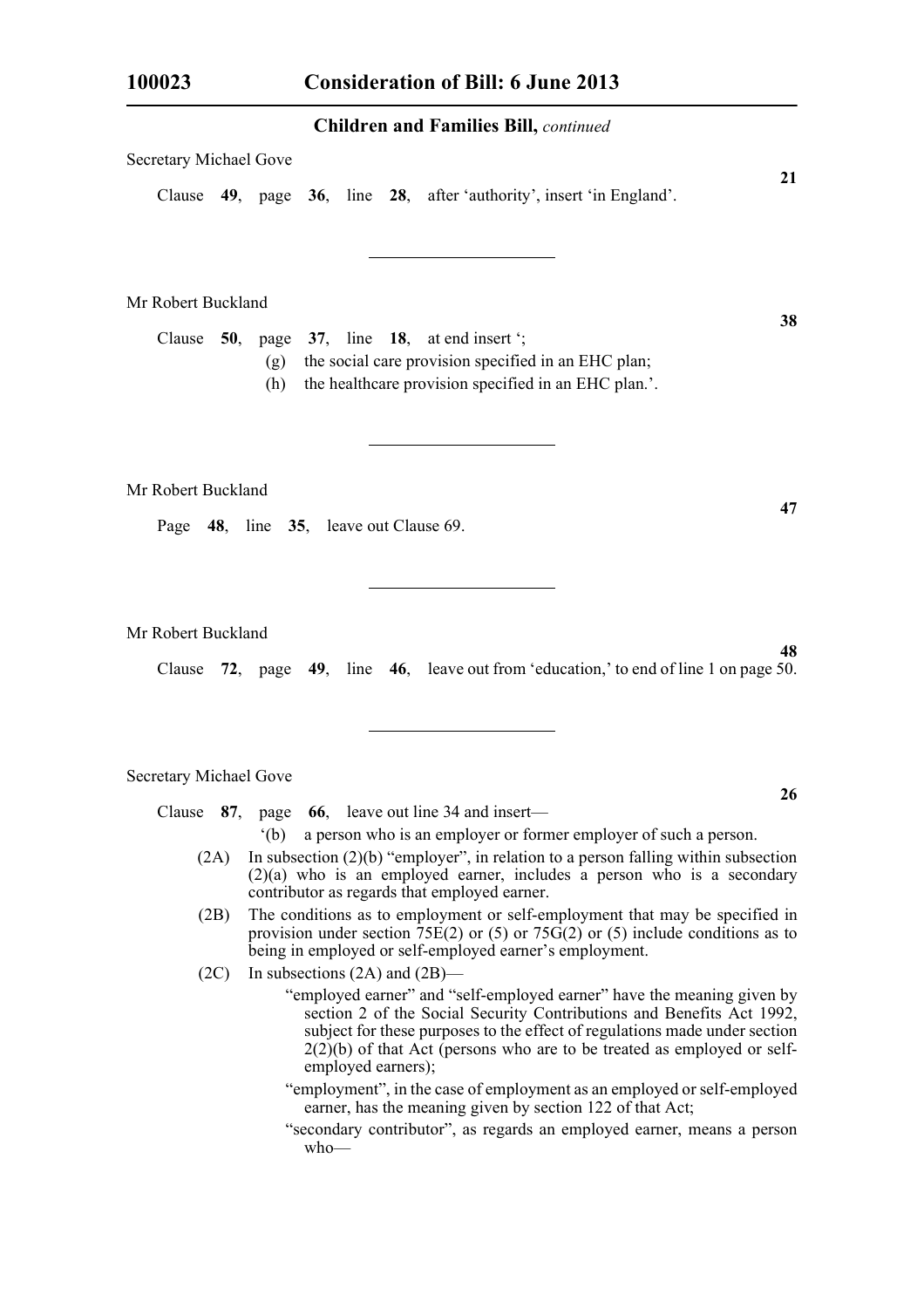Secretary Michael Gove

**21**

Clause **49**, page **36**, line **28**, after 'authority', insert 'in England'.

---

Mr Robert Buckland

**38**

Clause **50**, page **37**, line **18**, at end insert ';

(g) the social care provision specified in an EHC plan;

(h) the healthcare provision specified in an EHC plan.'.

---

Mr Robert Buckland

**47**

Page **48**, line **35**, leave out Clause 69.

---

Mr Robert Buckland

**48**

Clause **72**, page **49**, line **46**, leave out from 'education,' to end of line 1 on page 50.

---

Secretary Michael Gove

**26**

Clause **87**, page **66**, leave out line 34 and insert—

'(b) a person who is an employer or former employer of such a person.

(2A) In subsection (2)(b) "employer", in relation to a person falling within subsection (2)(a) who is an employed earner, includes a person who is a secondary contributor as regards that employed earner.

(2B) The conditions as to employment or self-employment that may be specified in provision under section 75E(2) or (5) or 75G(2) or (5) include conditions as to being in employed or self-employed earner's employment.

(2C) In subsections (2A) and (2B)—

"employed earner" and "self-employed earner" have the meaning given by section 2 of the Social Security Contributions and Benefits Act 1992, subject for these purposes to the effect of regulations made under section 2(2)(b) of that Act (persons who are to be treated as employed or self-employed earners);

"employment", in the case of employment as an employed or self-employed earner, has the meaning given by section 122 of that Act;

"secondary contributor", as regards an employed earner, means a person who—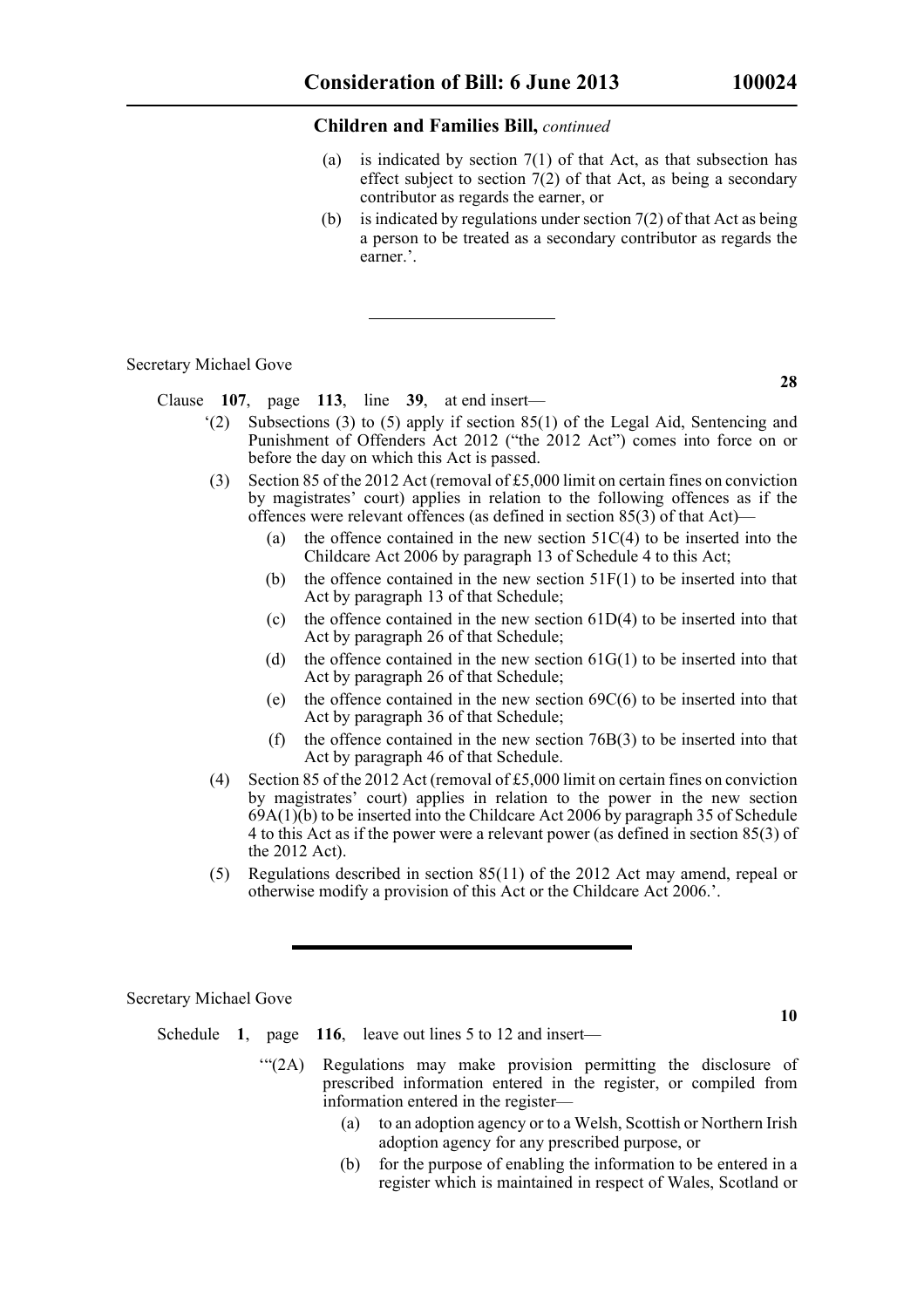**Children and Families Bill,** *continued*

(a) is indicated by section 7(1) of that Act, as that subsection has effect subject to section 7(2) of that Act, as being a secondary contributor as regards the earner, or

(b) is indicated by regulations under section 7(2) of that Act as being a person to be treated as a secondary contributor as regards the earner.'.

---

Secretary Michael Gove

**28**

Clause **107**, page **113**, line **39**, at end insert—

'(2) Subsections (3) to (5) apply if section 85(1) of the Legal Aid, Sentencing and Punishment of Offenders Act 2012 ("the 2012 Act") comes into force on or before the day on which this Act is passed.

(3) Section 85 of the 2012 Act (removal of £5,000 limit on certain fines on conviction by magistrates' court) applies in relation to the following offences as if the offences were relevant offences (as defined in section 85(3) of that Act)—

(a) the offence contained in the new section 51C(4) to be inserted into the Childcare Act 2006 by paragraph 13 of Schedule 4 to this Act;

(b) the offence contained in the new section 51F(1) to be inserted into that Act by paragraph 13 of that Schedule;

(c) the offence contained in the new section 61D(4) to be inserted into that Act by paragraph 26 of that Schedule;

(d) the offence contained in the new section 61G(1) to be inserted into that Act by paragraph 26 of that Schedule;

(e) the offence contained in the new section 69C(6) to be inserted into that Act by paragraph 36 of that Schedule;

(f) the offence contained in the new section 76B(3) to be inserted into that Act by paragraph 46 of that Schedule.

(4) Section 85 of the 2012 Act (removal of £5,000 limit on certain fines on conviction by magistrates' court) applies in relation to the power in the new section 69A(1)(b) to be inserted into the Childcare Act 2006 by paragraph 35 of Schedule 4 to this Act as if the power were a relevant power (as defined in section 85(3) of the 2012 Act).

(5) Regulations described in section 85(11) of the 2012 Act may amend, repeal or otherwise modify a provision of this Act or the Childcare Act 2006.'.

---

Secretary Michael Gove

**10**

Schedule **1**, page **116**, leave out lines 5 to 12 and insert—

'"(2A) Regulations may make provision permitting the disclosure of prescribed information entered in the register, or compiled from information entered in the register—

(a) to an adoption agency or to a Welsh, Scottish or Northern Irish adoption agency for any prescribed purpose, or

(b) for the purpose of enabling the information to be entered in a register which is maintained in respect of Wales, Scotland or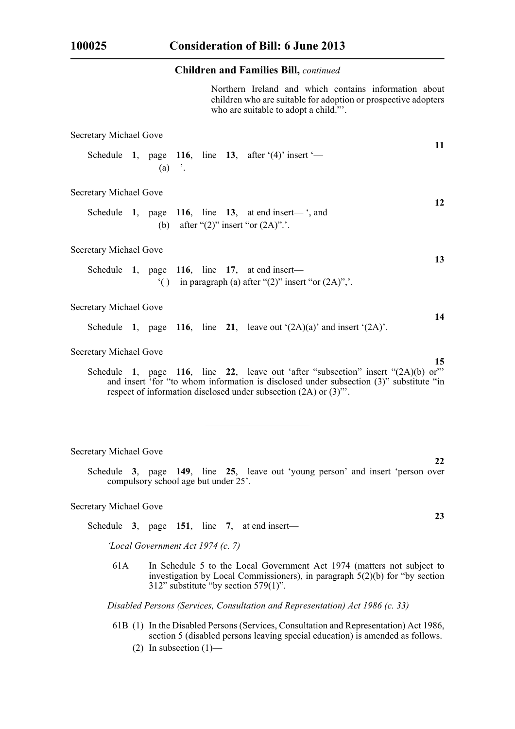Northern Ireland and which contains information about children who are suitable for adoption or prospective adopters who are suitable to adopt a child.”’.

Secretary Michael Gove

**11**

Schedule **1**, page **116**, line **13**, after ‘(4)’ insert ‘—

(a) ’.

Secretary Michael Gove

**12**

Schedule **1**, page **116**, line **13**, at end insert— ‘, and

(b) after “(2)” insert “or (2A)”.’.

Secretary Michael Gove

**13**

Schedule **1**, page **116**, line **17**, at end insert—

‘( ) in paragraph (a) after “(2)” insert “or (2A)”,’.

Secretary Michael Gove

**14**

Schedule **1**, page **116**, line **21**, leave out ‘(2A)(a)’ and insert ‘(2A)’.

Secretary Michael Gove

**15**

Schedule **1**, page **116**, line **22**, leave out ‘after “subsection” insert “(2A)(b) or”’ and insert ‘for “to whom information is disclosed under subsection (3)” substitute “in respect of information disclosed under subsection (2A) or (3)”’.

---

Secretary Michael Gove

**22**

Schedule **3**, page **149**, line **25**, leave out ‘young person’ and insert ‘person over compulsory school age but under 25’.

Secretary Michael Gove

**23**

Schedule **3**, page **151**, line **7**, at end insert—

*‘Local Government Act 1974 (c. 7)*

61A In Schedule 5 to the Local Government Act 1974 (matters not subject to investigation by Local Commissioners), in paragraph 5(2)(b) for “by section 312” substitute “by section 579(1)”.

*Disabled Persons (Services, Consultation and Representation) Act 1986 (c. 33)*

61B (1) In the Disabled Persons (Services, Consultation and Representation) Act 1986, section 5 (disabled persons leaving special education) is amended as follows.

(2) In subsection (1)—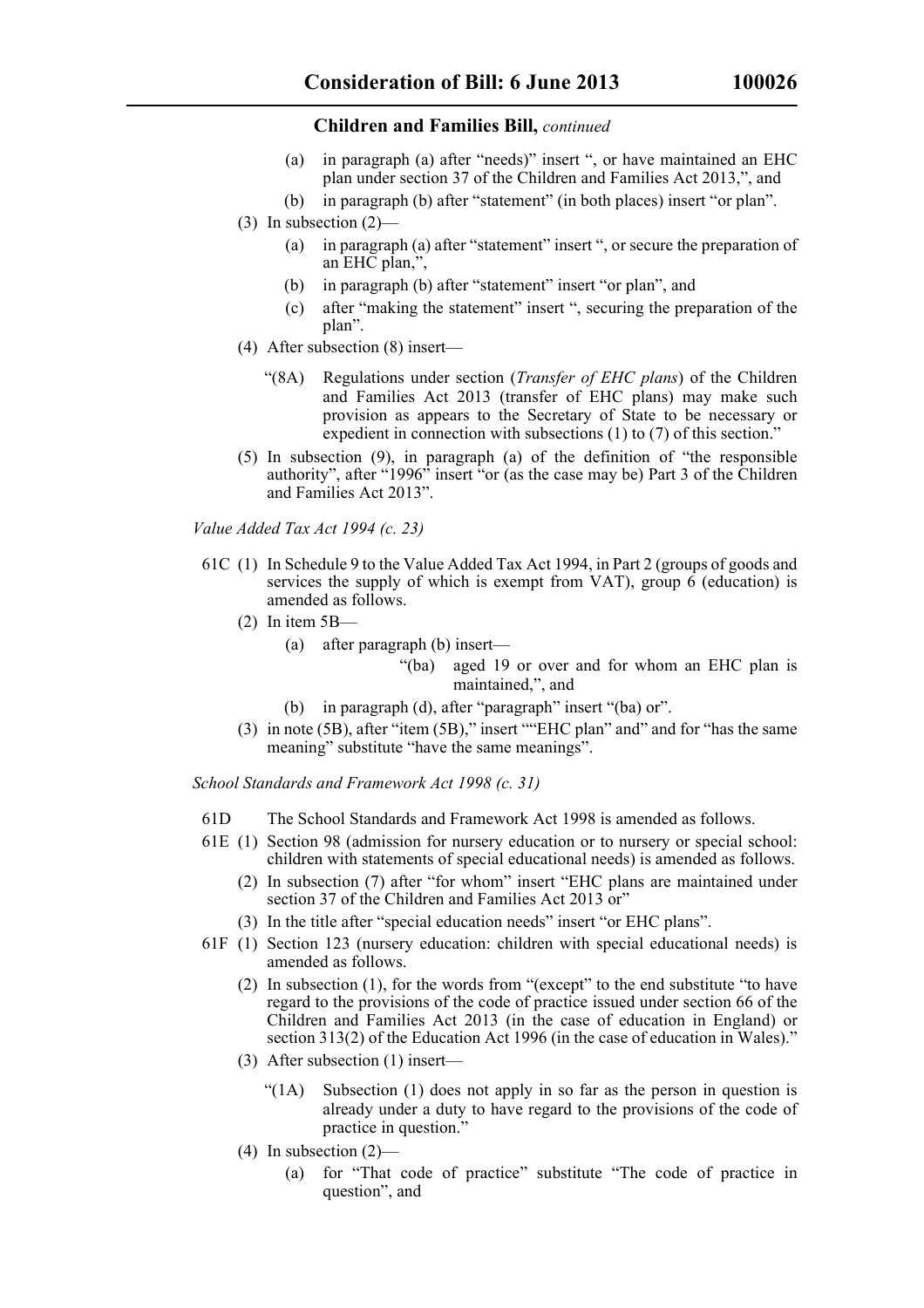(a) in paragraph (a) after "needs)" insert ", or have maintained an EHC plan under section 37 of the Children and Families Act 2013,", and

(b) in paragraph (b) after "statement" (in both places) insert "or plan".

(3) In subsection (2)—

(a) in paragraph (a) after "statement" insert ", or secure the preparation of an EHC plan,",

(b) in paragraph (b) after "statement" insert "or plan", and

(c) after "making the statement" insert ", securing the preparation of the plan".

(4) After subsection (8) insert—

"(8A) Regulations under section (*Transfer of EHC plans*) of the Children and Families Act 2013 (transfer of EHC plans) may make such provision as appears to the Secretary of State to be necessary or expedient in connection with subsections (1) to (7) of this section."

(5) In subsection (9), in paragraph (a) of the definition of "the responsible authority", after "1996" insert "or (as the case may be) Part 3 of the Children and Families Act 2013".

*Value Added Tax Act 1994 (c. 23)*

61C (1) In Schedule 9 to the Value Added Tax Act 1994, in Part 2 (groups of goods and services the supply of which is exempt from VAT), group 6 (education) is amended as follows.

(2) In item 5B—

(a) after paragraph (b) insert—

"(ba) aged 19 or over and for whom an EHC plan is maintained,", and

(b) in paragraph (d), after "paragraph" insert "(ba) or".

(3) in note (5B), after "item (5B)," insert ""EHC plan" and" and for "has the same meaning" substitute "have the same meanings".

*School Standards and Framework Act 1998 (c. 31)*

61D The School Standards and Framework Act 1998 is amended as follows.

61E (1) Section 98 (admission for nursery education or to nursery or special school: children with statements of special educational needs) is amended as follows.

(2) In subsection (7) after "for whom" insert "EHC plans are maintained under section 37 of the Children and Families Act 2013 or"

(3) In the title after "special education needs" insert "or EHC plans".

61F (1) Section 123 (nursery education: children with special educational needs) is amended as follows.

(2) In subsection (1), for the words from "(except" to the end substitute "to have regard to the provisions of the code of practice issued under section 66 of the Children and Families Act 2013 (in the case of education in England) or section 313(2) of the Education Act 1996 (in the case of education in Wales)."

(3) After subsection (1) insert—

"(1A) Subsection (1) does not apply in so far as the person in question is already under a duty to have regard to the provisions of the code of practice in question."

(4) In subsection (2)—

(a) for "That code of practice" substitute "The code of practice in question", and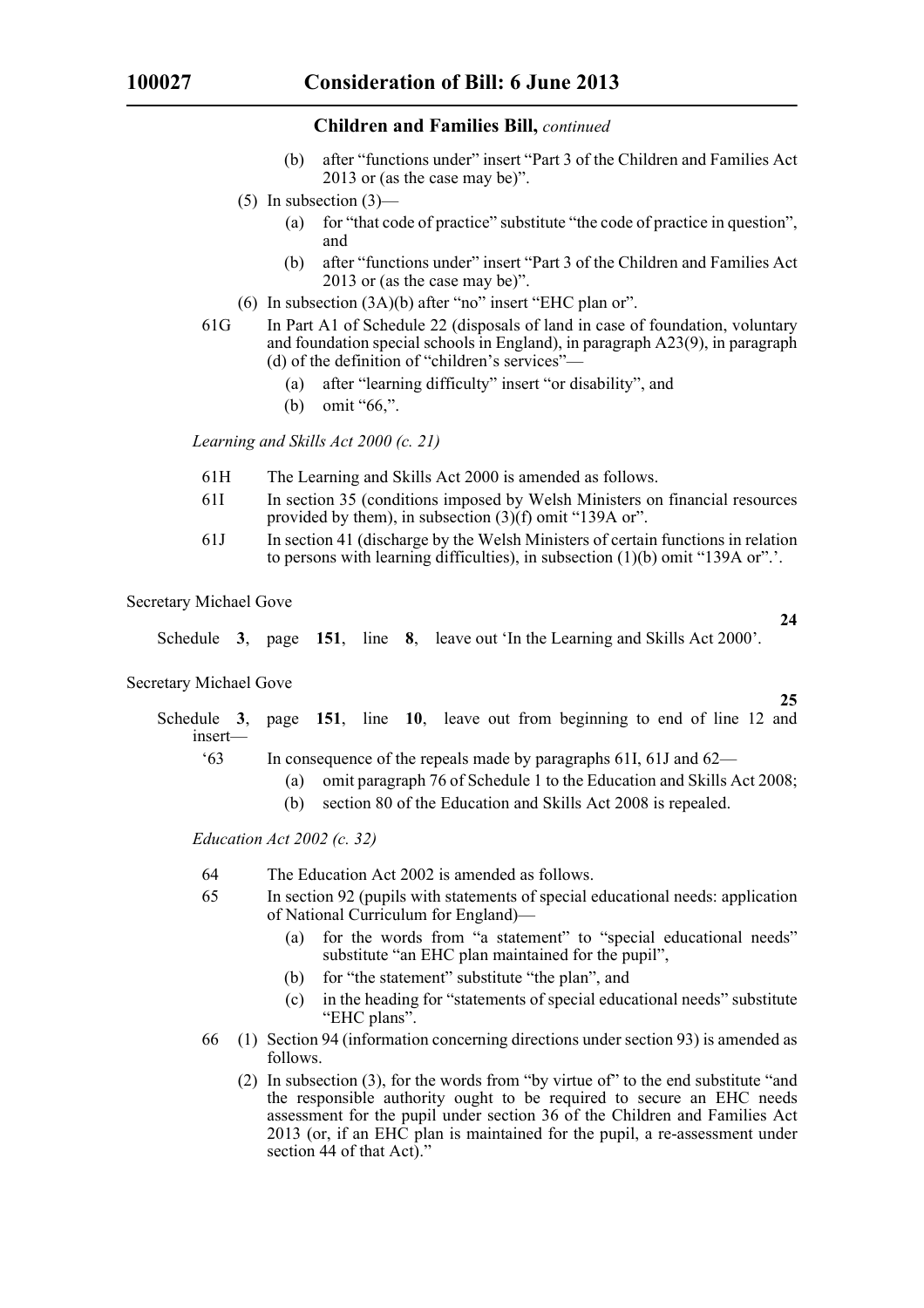## Children and Families Bill, *continued*

(b) after "functions under" insert "Part 3 of the Children and Families Act 2013 or (as the case may be)".

(5) In subsection (3)—

(a) for "that code of practice" substitute "the code of practice in question", and

(b) after "functions under" insert "Part 3 of the Children and Families Act 2013 or (as the case may be)".

(6) In subsection (3A)(b) after "no" insert "EHC plan or".

61G In Part A1 of Schedule 22 (disposals of land in case of foundation, voluntary and foundation special schools in England), in paragraph A23(9), in paragraph (d) of the definition of "children's services"—

(a) after "learning difficulty" insert "or disability", and

(b) omit "66,".

*Learning and Skills Act 2000 (c. 21)*

61H The Learning and Skills Act 2000 is amended as follows.

61I In section 35 (conditions imposed by Welsh Ministers on financial resources provided by them), in subsection (3)(f) omit "139A or".

61J In section 41 (discharge by the Welsh Ministers of certain functions in relation to persons with learning difficulties), in subsection (1)(b) omit "139A or".'.

Secretary Michael Gove

**24**

Schedule **3**, page **151**, line **8**, leave out 'In the Learning and Skills Act 2000'.

Secretary Michael Gove

**25**

Schedule **3**, page **151**, line **10**, leave out from beginning to end of line 12 and insert—

'63 In consequence of the repeals made by paragraphs 61I, 61J and 62—

(a) omit paragraph 76 of Schedule 1 to the Education and Skills Act 2008;

(b) section 80 of the Education and Skills Act 2008 is repealed.

*Education Act 2002 (c. 32)*

64 The Education Act 2002 is amended as follows.

65 In section 92 (pupils with statements of special educational needs: application of National Curriculum for England)—

(a) for the words from "a statement" to "special educational needs" substitute "an EHC plan maintained for the pupil",

(b) for "the statement" substitute "the plan", and

(c) in the heading for "statements of special educational needs" substitute "EHC plans".

66 (1) Section 94 (information concerning directions under section 93) is amended as follows.

(2) In subsection (3), for the words from "by virtue of" to the end substitute "and the responsible authority ought to be required to secure an EHC needs assessment for the pupil under section 36 of the Children and Families Act 2013 (or, if an EHC plan is maintained for the pupil, a re-assessment under section 44 of that Act)."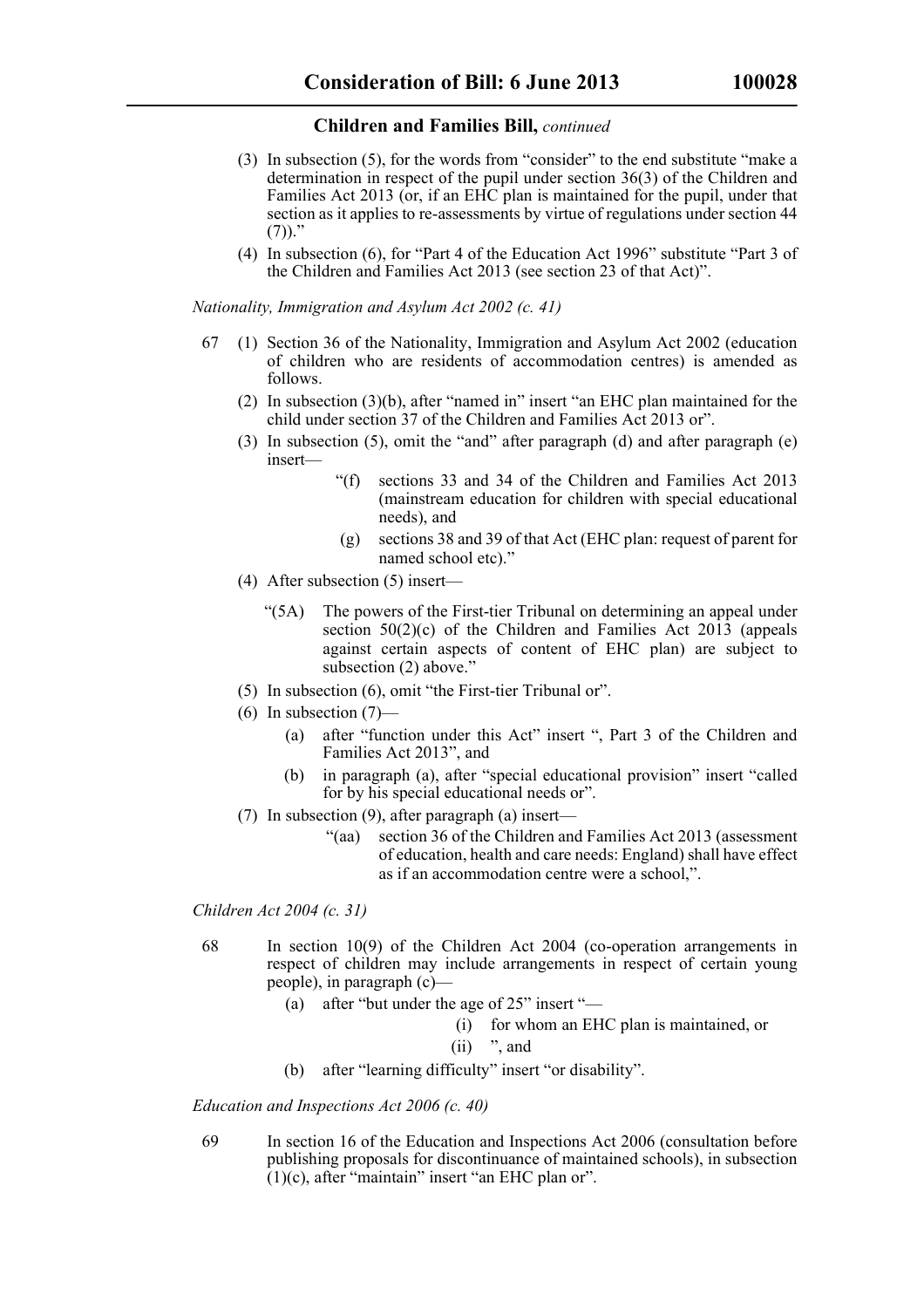(3) In subsection (5), for the words from "consider" to the end substitute "make a determination in respect of the pupil under section 36(3) of the Children and Families Act 2013 (or, if an EHC plan is maintained for the pupil, under that section as it applies to re-assessments by virtue of regulations under section 44 (7))."

(4) In subsection (6), for "Part 4 of the Education Act 1996" substitute "Part 3 of the Children and Families Act 2013 (see section 23 of that Act)".

*Nationality, Immigration and Asylum Act 2002 (c. 41)*

67 (1) Section 36 of the Nationality, Immigration and Asylum Act 2002 (education of children who are residents of accommodation centres) is amended as follows.

(2) In subsection (3)(b), after "named in" insert "an EHC plan maintained for the child under section 37 of the Children and Families Act 2013 or".

(3) In subsection (5), omit the "and" after paragraph (d) and after paragraph (e) insert—

"(f) sections 33 and 34 of the Children and Families Act 2013 (mainstream education for children with special educational needs), and

(g) sections 38 and 39 of that Act (EHC plan: request of parent for named school etc)."

(4) After subsection (5) insert—

"(5A) The powers of the First-tier Tribunal on determining an appeal under section 50(2)(c) of the Children and Families Act 2013 (appeals against certain aspects of content of EHC plan) are subject to subsection (2) above."

(5) In subsection (6), omit "the First-tier Tribunal or".

(6) In subsection (7)—

(a) after "function under this Act" insert ", Part 3 of the Children and Families Act 2013", and

(b) in paragraph (a), after "special educational provision" insert "called for by his special educational needs or".

(7) In subsection (9), after paragraph (a) insert—

"(aa) section 36 of the Children and Families Act 2013 (assessment of education, health and care needs: England) shall have effect as if an accommodation centre were a school,".

*Children Act 2004 (c. 31)*

68 In section 10(9) of the Children Act 2004 (co-operation arrangements in respect of children may include arrangements in respect of certain young people), in paragraph (c)—

(a) after "but under the age of 25" insert "—

(i) for whom an EHC plan is maintained, or

(ii) ", and

(b) after "learning difficulty" insert "or disability".

*Education and Inspections Act 2006 (c. 40)*

69 In section 16 of the Education and Inspections Act 2006 (consultation before publishing proposals for discontinuance of maintained schools), in subsection (1)(c), after "maintain" insert "an EHC plan or".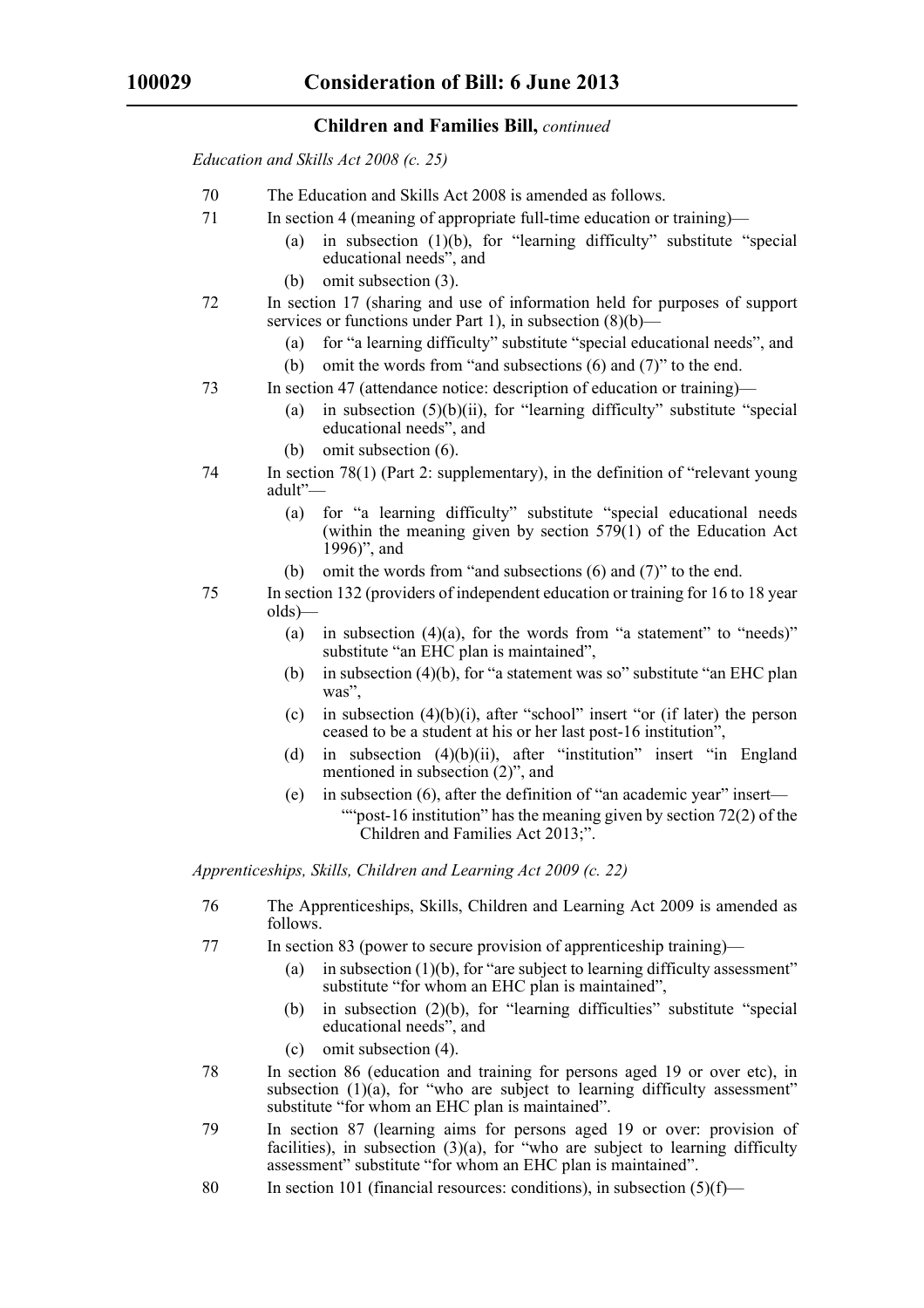*Education and Skills Act 2008 (c. 25)*

70 The Education and Skills Act 2008 is amended as follows.

71 In section 4 (meaning of appropriate full-time education or training)—

(a) in subsection (1)(b), for "learning difficulty" substitute "special educational needs", and

(b) omit subsection (3).

72 In section 17 (sharing and use of information held for purposes of support services or functions under Part 1), in subsection (8)(b)—

(a) for "a learning difficulty" substitute "special educational needs", and

(b) omit the words from "and subsections (6) and (7)" to the end.

73 In section 47 (attendance notice: description of education or training)—

(a) in subsection (5)(b)(ii), for "learning difficulty" substitute "special educational needs", and

(b) omit subsection (6).

74 In section 78(1) (Part 2: supplementary), in the definition of "relevant young adult"—

(a) for "a learning difficulty" substitute "special educational needs (within the meaning given by section 579(1) of the Education Act 1996)", and

(b) omit the words from "and subsections (6) and (7)" to the end.

75 In section 132 (providers of independent education or training for 16 to 18 year olds)—

(a) in subsection (4)(a), for the words from "a statement" to "needs)" substitute "an EHC plan is maintained",

(b) in subsection (4)(b), for "a statement was so" substitute "an EHC plan was",

(c) in subsection (4)(b)(i), after "school" insert "or (if later) the person ceased to be a student at his or her last post-16 institution",

(d) in subsection (4)(b)(ii), after "institution" insert "in England mentioned in subsection (2)", and

(e) in subsection (6), after the definition of "an academic year" insert—

""post-16 institution" has the meaning given by section 72(2) of the Children and Families Act 2013;".

*Apprenticeships, Skills, Children and Learning Act 2009 (c. 22)*

76 The Apprenticeships, Skills, Children and Learning Act 2009 is amended as follows.

77 In section 83 (power to secure provision of apprenticeship training)—

(a) in subsection (1)(b), for "are subject to learning difficulty assessment" substitute "for whom an EHC plan is maintained",

(b) in subsection (2)(b), for "learning difficulties" substitute "special educational needs", and

(c) omit subsection (4).

78 In section 86 (education and training for persons aged 19 or over etc), in subsection (1)(a), for "who are subject to learning difficulty assessment" substitute "for whom an EHC plan is maintained".

79 In section 87 (learning aims for persons aged 19 or over: provision of facilities), in subsection (3)(a), for "who are subject to learning difficulty assessment" substitute "for whom an EHC plan is maintained".

80 In section 101 (financial resources: conditions), in subsection (5)(f)—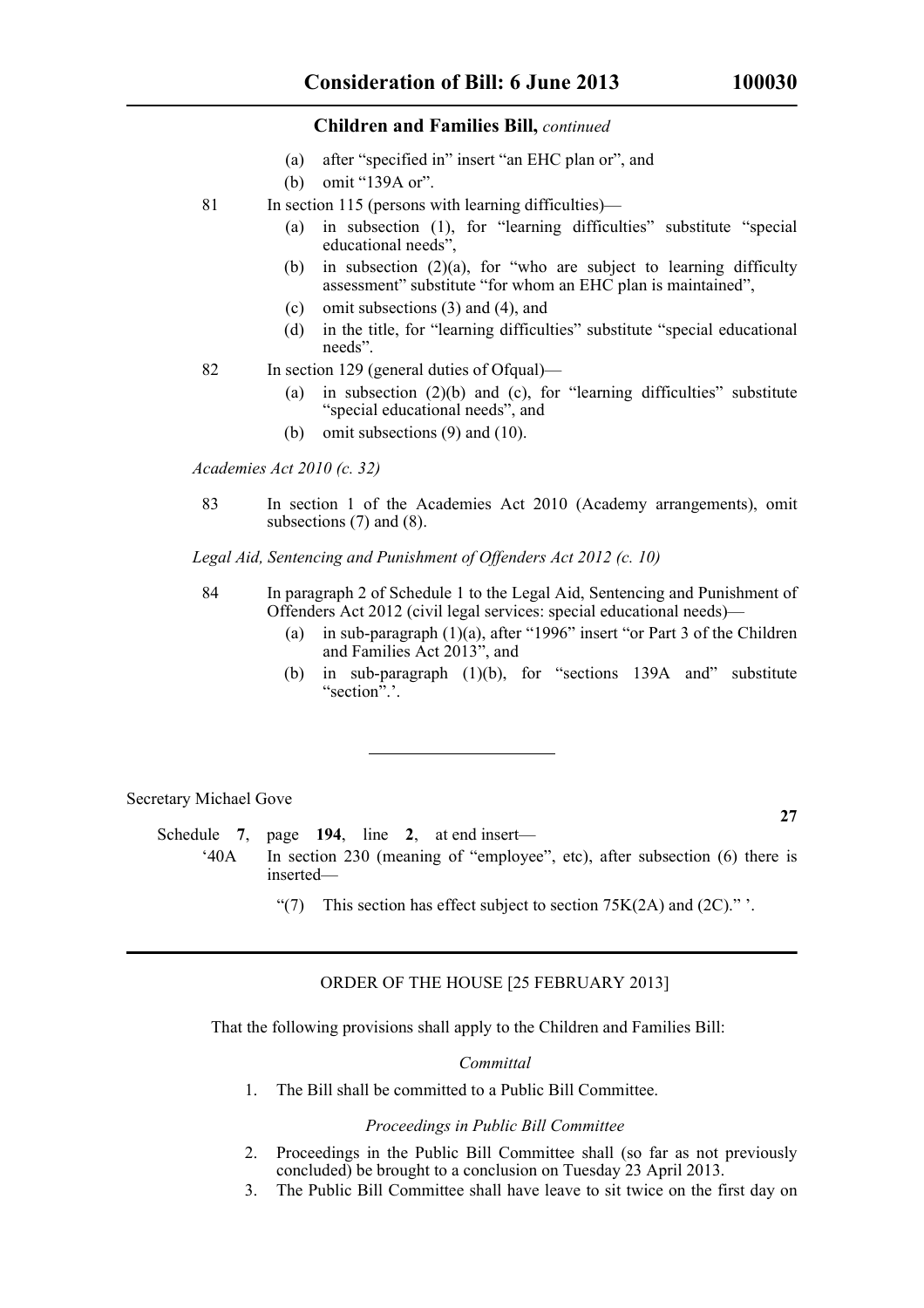(a) after "specified in" insert "an EHC plan or", and

(b) omit "139A or".

81 In section 115 (persons with learning difficulties)—

(a) in subsection (1), for "learning difficulties" substitute "special educational needs",

(b) in subsection (2)(a), for "who are subject to learning difficulty assessment" substitute "for whom an EHC plan is maintained",

(c) omit subsections (3) and (4), and

(d) in the title, for "learning difficulties" substitute "special educational needs".

82 In section 129 (general duties of Ofqual)—

(a) in subsection (2)(b) and (c), for "learning difficulties" substitute "special educational needs", and

(b) omit subsections (9) and (10).

*Academies Act 2010 (c. 32)*

83 In section 1 of the Academies Act 2010 (Academy arrangements), omit subsections (7) and (8).

*Legal Aid, Sentencing and Punishment of Offenders Act 2012 (c. 10)*

84 In paragraph 2 of Schedule 1 to the Legal Aid, Sentencing and Punishment of Offenders Act 2012 (civil legal services: special educational needs)—

(a) in sub-paragraph (1)(a), after "1996" insert "or Part 3 of the Children and Families Act 2013", and

(b) in sub-paragraph (1)(b), for "sections 139A and" substitute "section".'.

---

Secretary Michael Gove

**27**

Schedule **7**, page **194**, line **2**, at end insert—

'40A In section 230 (meaning of "employee", etc), after subsection (6) there is inserted—

"(7) This section has effect subject to section 75K(2A) and (2C)." '.

---

ORDER OF THE HOUSE [25 FEBRUARY 2013]

That the following provisions shall apply to the Children and Families Bill:

*Committal*

1. The Bill shall be committed to a Public Bill Committee.

*Proceedings in Public Bill Committee*

2. Proceedings in the Public Bill Committee shall (so far as not previously concluded) be brought to a conclusion on Tuesday 23 April 2013.
3. The Public Bill Committee shall have leave to sit twice on the first day on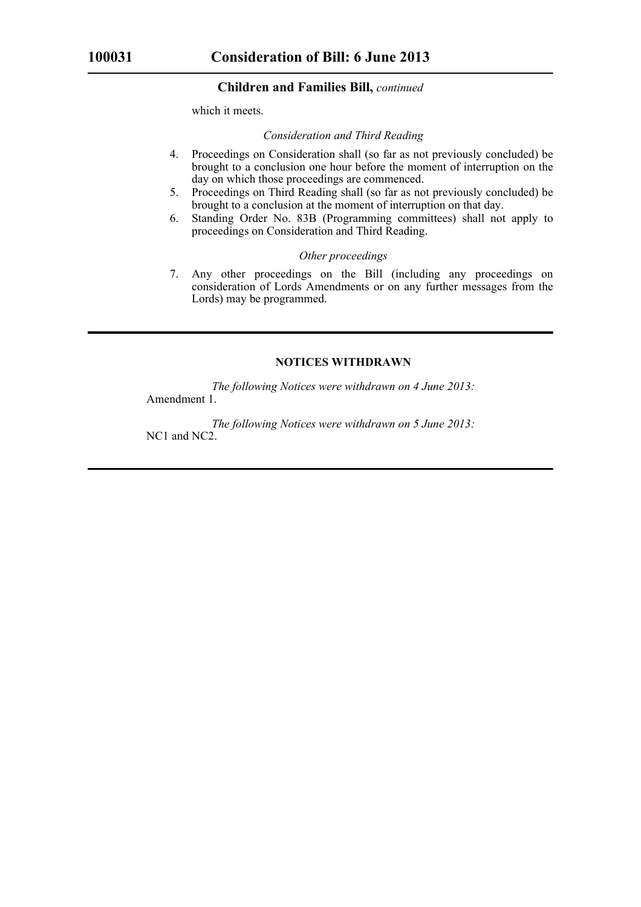## Children and Families Bill, *continued*

which it meets.

*Consideration and Third Reading*

4. Proceedings on Consideration shall (so far as not previously concluded) be brought to a conclusion one hour before the moment of interruption on the day on which those proceedings are commenced.
5. Proceedings on Third Reading shall (so far as not previously concluded) be brought to a conclusion at the moment of interruption on that day.
6. Standing Order No. 83B (Programming committees) shall not apply to proceedings on Consideration and Third Reading.

*Other proceedings*

7. Any other proceedings on the Bill (including any proceedings on consideration of Lords Amendments or on any further messages from the Lords) may be programmed.

---

**NOTICES WITHDRAWN**

*The following Notices were withdrawn on 4 June 2013:*

Amendment 1.

*The following Notices were withdrawn on 5 June 2013:*

NC1 and NC2.